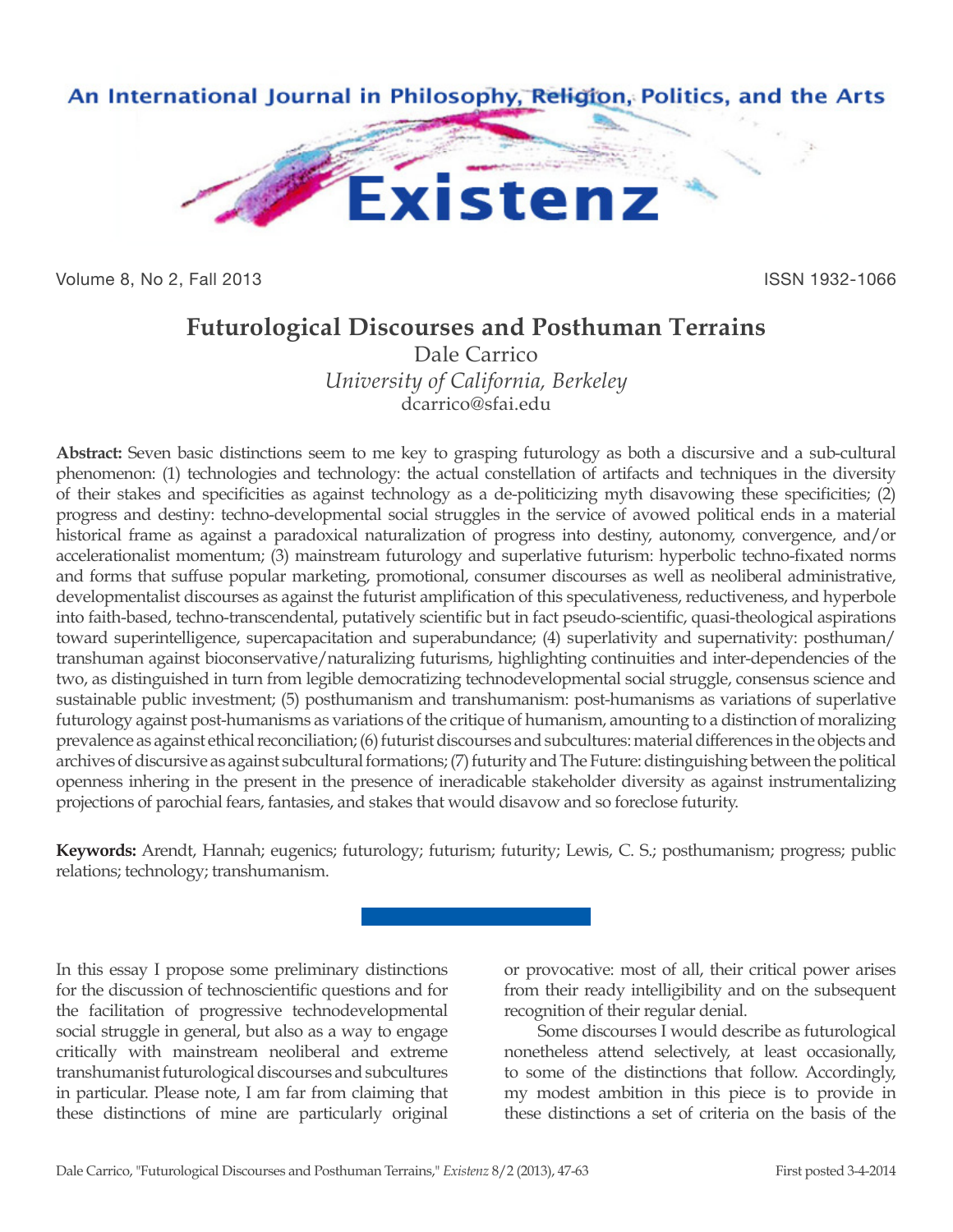# Futurological Discourses and Posthuman Terrains

Dale Carrico
*University of California, Berkeley*
dcarrico@sfai.edu

**Abstract:** Seven basic distinctions seem to me key to grasping futurology as both a discursive and a sub-cultural phenomenon: (1) technologies and technology: the actual constellation of artifacts and techniques in the diversity of their stakes and specificities as against technology as a de-politicizing myth disavowing these specificities; (2) progress and destiny: techno-developmental social struggles in the service of avowed political ends in a material historical frame as against a paradoxical naturalization of progress into destiny, autonomy, convergence, and/or accelerationalist momentum; (3) mainstream futurology and superlative futurism: hyperbolic techno-fixated norms and forms that suffuse popular marketing, promotional, consumer discourses as well as neoliberal administrative, developmentalist discourses as against the futurist amplification of this speculativeness, reductiveness, and hyperbole into faith-based, techno-transcendental, putatively scientific but in fact pseudo-scientific, quasi-theological aspirations toward superintelligence, supercapacitation and superabundance; (4) superlativity and supernativity: posthuman/transhuman against bioconservative/naturalizing futurisms, highlighting continuities and inter-dependencies of the two, as distinguished in turn from legible democratizing technodevelopmental social struggle, consensus science and sustainable public investment; (5) posthumanism and transhumanism: post-humanisms as variations of superlative futurology against post-humanisms as variations of the critique of humanism, amounting to a distinction of moralizing prevalence as against ethical reconciliation; (6) futurist discourses and subcultures: material differences in the objects and archives of discursive as against subcultural formations; (7) futurity and The Future: distinguishing between the political openness inhering in the present in the presence of ineradicable stakeholder diversity as against instrumentalizing projections of parochial fears, fantasies, and stakes that would disavow and so foreclose futurity.

**Keywords:** Arendt, Hannah; eugenics; futurology; futurism; futurity; Lewis, C. S.; posthumanism; progress; public relations; technology; transhumanism.

In this essay I propose some preliminary distinctions for the discussion of technoscientific questions and for the facilitation of progressive technodevelopmental social struggle in general, but also as a way to engage critically with mainstream neoliberal and extreme transhumanist futurological discourses and subcultures in particular. Please note, I am far from claiming that these distinctions of mine are particularly original or provocative: most of all, their critical power arises from their ready intelligibility and on the subsequent recognition of their regular denial.

Some discourses I would describe as futurological nonetheless attend selectively, at least occasionally, to some of the distinctions that follow. Accordingly, my modest ambition in this piece is to provide in these distinctions a set of criteria on the basis of the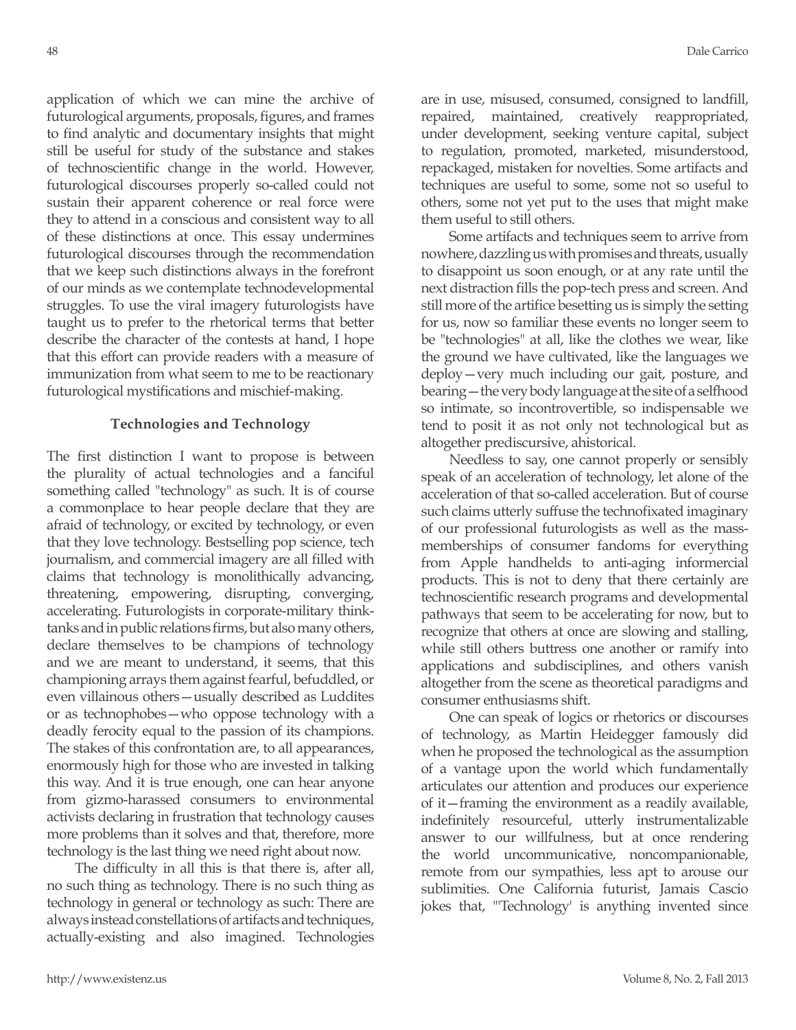application of which we can mine the archive of futurological arguments, proposals, figures, and frames to find analytic and documentary insights that might still be useful for study of the substance and stakes of technoscientific change in the world. However, futurological discourses properly so-called could not sustain their apparent coherence or real force were they to attend in a conscious and consistent way to all of these distinctions at once. This essay undermines futurological discourses through the recommendation that we keep such distinctions always in the forefront of our minds as we contemplate technodevelopmental struggles. To use the viral imagery futurologists have taught us to prefer to the rhetorical terms that better describe the character of the contests at hand, I hope that this effort can provide readers with a measure of immunization from what seem to me to be reactionary futurological mystifications and mischief-making.

### Technologies and Technology

The first distinction I want to propose is between the plurality of actual technologies and a fanciful something called "technology" as such. It is of course a commonplace to hear people declare that they are afraid of technology, or excited by technology, or even that they love technology. Bestselling pop science, tech journalism, and commercial imagery are all filled with claims that technology is monolithically advancing, threatening, empowering, disrupting, converging, accelerating. Futurologists in corporate-military think-tanks and in public relations firms, but also many others, declare themselves to be champions of technology and we are meant to understand, it seems, that this championing arrays them against fearful, befuddled, or even villainous others—usually described as Luddites or as technophobes—who oppose technology with a deadly ferocity equal to the passion of its champions. The stakes of this confrontation are, to all appearances, enormously high for those who are invested in talking this way. And it is true enough, one can hear anyone from gizmo-harassed consumers to environmental activists declaring in frustration that technology causes more problems than it solves and that, therefore, more technology is the last thing we need right about now.

The difficulty in all this is that there is, after all, no such thing as technology. There is no such thing as technology in general or technology as such: There are always instead constellations of artifacts and techniques, actually-existing and also imagined. Technologies are in use, misused, consumed, consigned to landfill, repaired, maintained, creatively reappropriated, under development, seeking venture capital, subject to regulation, promoted, marketed, misunderstood, repackaged, mistaken for novelties. Some artifacts and techniques are useful to some, some not so useful to others, some not yet put to the uses that might make them useful to still others.

Some artifacts and techniques seem to arrive from nowhere, dazzling us with promises and threats, usually to disappoint us soon enough, or at any rate until the next distraction fills the pop-tech press and screen. And still more of the artifice besetting us is simply the setting for us, now so familiar these events no longer seem to be "technologies" at all, like the clothes we wear, like the ground we have cultivated, like the languages we deploy—very much including our gait, posture, and bearing—the very body language at the site of a selfhood so intimate, so incontrovertible, so indispensable we tend to posit it as not only not technological but as altogether prediscursive, ahistorical.

Needless to say, one cannot properly or sensibly speak of an acceleration of technology, let alone of the acceleration of that so-called acceleration. But of course such claims utterly suffuse the technofixated imaginary of our professional futurologists as well as the mass-memberships of consumer fandoms for everything from Apple handhelds to anti-aging informercial products. This is not to deny that there certainly are technoscientific research programs and developmental pathways that seem to be accelerating for now, but to recognize that others at once are slowing and stalling, while still others buttress one another or ramify into applications and subdisciplines, and others vanish altogether from the scene as theoretical paradigms and consumer enthusiasms shift.

One can speak of logics or rhetorics or discourses of technology, as Martin Heidegger famously did when he proposed the technological as the assumption of a vantage upon the world which fundamentally articulates our attention and produces our experience of it—framing the environment as a readily available, indefinitely resourceful, utterly instrumentalizable answer to our willfulness, but at once rendering the world uncommunicative, noncompanionable, remote from our sympathies, less apt to arouse our sublimities. One California futurist, Jamais Cascio jokes that, "'Technology' is anything invented since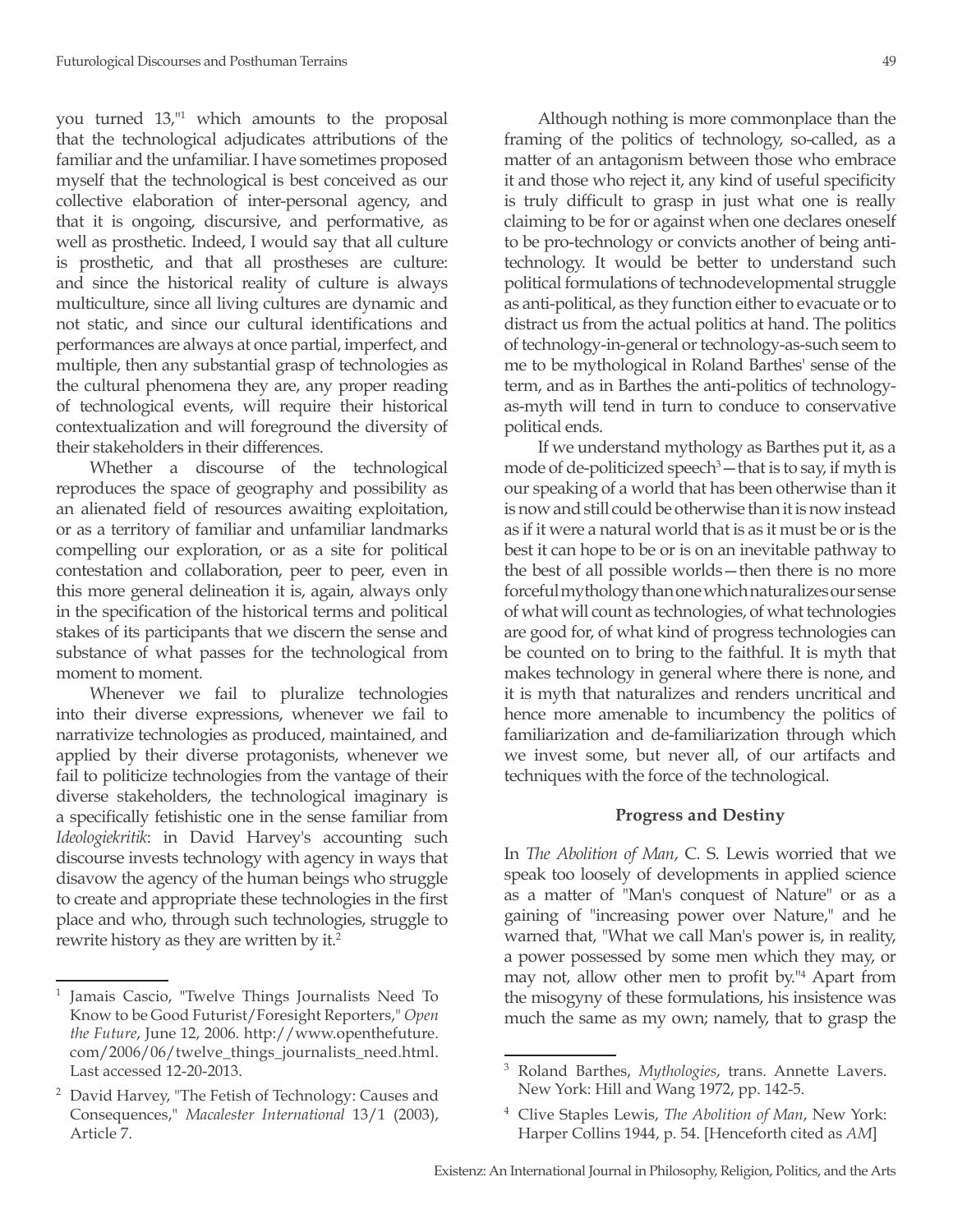you turned 13,"[1] which amounts to the proposal that the technological adjudicates attributions of the familiar and the unfamiliar. I have sometimes proposed myself that the technological is best conceived as our collective elaboration of inter-personal agency, and that it is ongoing, discursive, and performative, as well as prosthetic. Indeed, I would say that all culture is prosthetic, and that all prostheses are culture: and since the historical reality of culture is always multiculture, since all living cultures are dynamic and not static, and since our cultural identifications and performances are always at once partial, imperfect, and multiple, then any substantial grasp of technologies as the cultural phenomena they are, any proper reading of technological events, will require their historical contextualization and will foreground the diversity of their stakeholders in their differences.

Whether a discourse of the technological reproduces the space of geography and possibility as an alienated field of resources awaiting exploitation, or as a territory of familiar and unfamiliar landmarks compelling our exploration, or as a site for political contestation and collaboration, peer to peer, even in this more general delineation it is, again, always only in the specification of the historical terms and political stakes of its participants that we discern the sense and substance of what passes for the technological from moment to moment.

Whenever we fail to pluralize technologies into their diverse expressions, whenever we fail to narrativize technologies as produced, maintained, and applied by their diverse protagonists, whenever we fail to politicize technologies from the vantage of their diverse stakeholders, the technological imaginary is a specifically fetishistic one in the sense familiar from *Ideologiekritik*: in David Harvey's accounting such discourse invests technology with agency in ways that disavow the agency of the human beings who struggle to create and appropriate these technologies in the first place and who, through such technologies, struggle to rewrite history as they are written by it.[2]

Although nothing is more commonplace than the framing of the politics of technology, so-called, as a matter of an antagonism between those who embrace it and those who reject it, any kind of useful specificity is truly difficult to grasp in just what one is really claiming to be for or against when one declares oneself to be pro-technology or convicts another of being anti-technology. It would be better to understand such political formulations of technodevelopmental struggle as anti-political, as they function either to evacuate or to distract us from the actual politics at hand. The politics of technology-in-general or technology-as-such seem to me to be mythological in Roland Barthes' sense of the term, and as in Barthes the anti-politics of technology-as-myth will tend in turn to conduce to conservative political ends.

If we understand mythology as Barthes put it, as a mode of de-politicized speech[3]—that is to say, if myth is our speaking of a world that has been otherwise than it is now and still could be otherwise than it is now instead as if it were a natural world that is as it must be or is the best it can hope to be or is on an inevitable pathway to the best of all possible worlds—then there is no more forceful mythology than one which naturalizes our sense of what will count as technologies, of what technologies are good for, of what kind of progress technologies can be counted on to bring to the faithful. It is myth that makes technology in general where there is none, and it is myth that naturalizes and renders uncritical and hence more amenable to incumbency the politics of familiarization and de-familiarization through which we invest some, but never all, of our artifacts and techniques with the force of the technological.

### Progress and Destiny

In *The Abolition of Man*, C. S. Lewis worried that we speak too loosely of developments in applied science as a matter of "Man's conquest of Nature" or as a gaining of "increasing power over Nature," and he warned that, "What we call Man's power is, in reality, a power possessed by some men which they may, or may not, allow other men to profit by."[4] Apart from the misogyny of these formulations, his insistence was much the same as my own; namely, that to grasp the

---

[1] Jamais Cascio, "Twelve Things Journalists Need To Know to be Good Futurist/Foresight Reporters," *Open the Future*, June 12, 2006. http://www.openthefuture.com/2006/06/twelve_things_journalists_need.html. Last accessed 12-20-2013.

[2] David Harvey, "The Fetish of Technology: Causes and Consequences," *Macalester International* 13/1 (2003), Article 7.

[3] Roland Barthes, *Mythologies*, trans. Annette Lavers. New York: Hill and Wang 1972, pp. 142-5.

[4] Clive Staples Lewis, *The Abolition of Man*, New York: Harper Collins 1944, p. 54. [Henceforth cited as *AM*]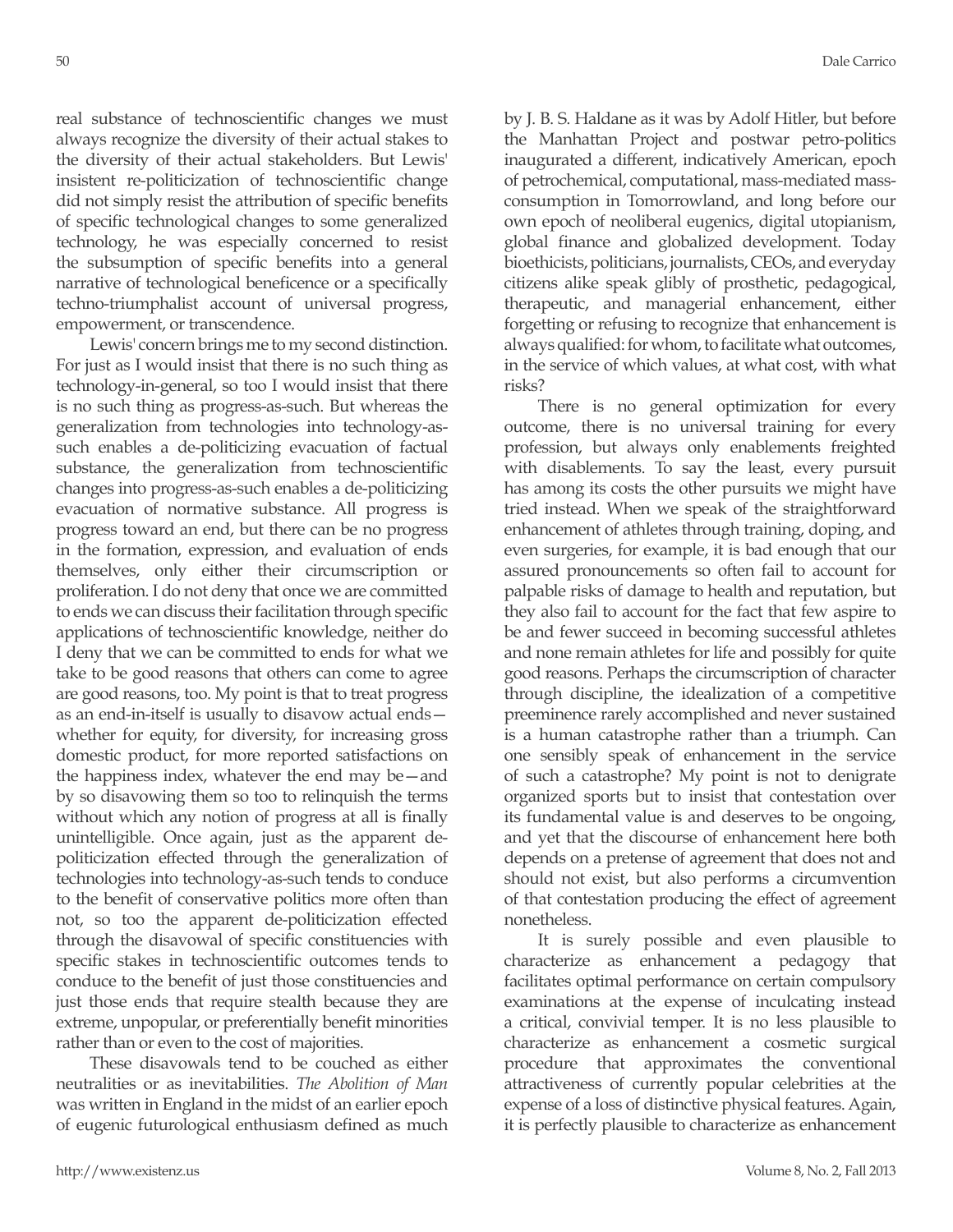real substance of technoscientific changes we must always recognize the diversity of their actual stakes to the diversity of their actual stakeholders. But Lewis' insistent re-politicization of technoscientific change did not simply resist the attribution of specific benefits of specific technological changes to some generalized technology, he was especially concerned to resist the subsumption of specific benefits into a general narrative of technological beneficence or a specifically techno-triumphalist account of universal progress, empowerment, or transcendence.

Lewis' concern brings me to my second distinction. For just as I would insist that there is no such thing as technology-in-general, so too I would insist that there is no such thing as progress-as-such. But whereas the generalization from technologies into technology-as-such enables a de-politicizing evacuation of factual substance, the generalization from technoscientific changes into progress-as-such enables a de-politicizing evacuation of normative substance. All progress is progress toward an end, but there can be no progress in the formation, expression, and evaluation of ends themselves, only either their circumscription or proliferation. I do not deny that once we are committed to ends we can discuss their facilitation through specific applications of technoscientific knowledge, neither do I deny that we can be committed to ends for what we take to be good reasons that others can come to agree are good reasons, too. My point is that to treat progress as an end-in-itself is usually to disavow actual ends—whether for equity, for diversity, for increasing gross domestic product, for more reported satisfactions on the happiness index, whatever the end may be—and by so disavowing them so too to relinquish the terms without which any notion of progress at all is finally unintelligible. Once again, just as the apparent de-politicization effected through the generalization of technologies into technology-as-such tends to conduce to the benefit of conservative politics more often than not, so too the apparent de-politicization effected through the disavowal of specific constituencies with specific stakes in technoscientific outcomes tends to conduce to the benefit of just those constituencies and just those ends that require stealth because they are extreme, unpopular, or preferentially benefit minorities rather than or even to the cost of majorities.

These disavowals tend to be couched as either neutralities or as inevitabilities. *The Abolition of Man* was written in England in the midst of an earlier epoch of eugenic futurological enthusiasm defined as much by J. B. S. Haldane as it was by Adolf Hitler, but before the Manhattan Project and postwar petro-politics inaugurated a different, indicatively American, epoch of petrochemical, computational, mass-mediated mass-consumption in Tomorrowland, and long before our own epoch of neoliberal eugenics, digital utopianism, global finance and globalized development. Today bioethicists, politicians, journalists, CEOs, and everyday citizens alike speak glibly of prosthetic, pedagogical, therapeutic, and managerial enhancement, either forgetting or refusing to recognize that enhancement is always qualified: for whom, to facilitate what outcomes, in the service of which values, at what cost, with what risks?

There is no general optimization for every outcome, there is no universal training for every profession, but always only enablements freighted with disablements. To say the least, every pursuit has among its costs the other pursuits we might have tried instead. When we speak of the straightforward enhancement of athletes through training, doping, and even surgeries, for example, it is bad enough that our assured pronouncements so often fail to account for palpable risks of damage to health and reputation, but they also fail to account for the fact that few aspire to be and fewer succeed in becoming successful athletes and none remain athletes for life and possibly for quite good reasons. Perhaps the circumscription of character through discipline, the idealization of a competitive preeminence rarely accomplished and never sustained is a human catastrophe rather than a triumph. Can one sensibly speak of enhancement in the service of such a catastrophe? My point is not to denigrate organized sports but to insist that contestation over its fundamental value is and deserves to be ongoing, and yet that the discourse of enhancement here both depends on a pretense of agreement that does not and should not exist, but also performs a circumvention of that contestation producing the effect of agreement nonetheless.

It is surely possible and even plausible to characterize as enhancement a pedagogy that facilitates optimal performance on certain compulsory examinations at the expense of inculcating instead a critical, convivial temper. It is no less plausible to characterize as enhancement a cosmetic surgical procedure that approximates the conventional attractiveness of currently popular celebrities at the expense of a loss of distinctive physical features. Again, it is perfectly plausible to characterize as enhancement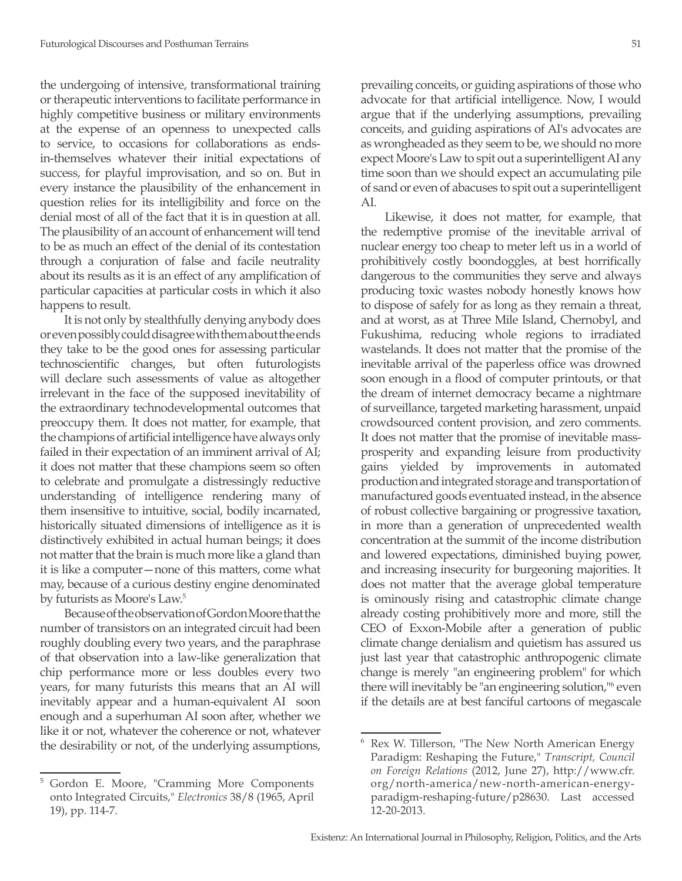the undergoing of intensive, transformational training or therapeutic interventions to facilitate performance in highly competitive business or military environments at the expense of an openness to unexpected calls to service, to occasions for collaborations as ends-in-themselves whatever their initial expectations of success, for playful improvisation, and so on. But in every instance the plausibility of the enhancement in question relies for its intelligibility and force on the denial most of all of the fact that it is in question at all. The plausibility of an account of enhancement will tend to be as much an effect of the denial of its contestation through a conjuration of false and facile neutrality about its results as it is an effect of any amplification of particular capacities at particular costs in which it also happens to result.

It is not only by stealthfully denying anybody does or even possibly could disagree with them about the ends they take to be the good ones for assessing particular technoscientific changes, but often futurologists will declare such assessments of value as altogether irrelevant in the face of the supposed inevitability of the extraordinary technodevelopmental outcomes that preoccupy them. It does not matter, for example, that the champions of artificial intelligence have always only failed in their expectation of an imminent arrival of AI; it does not matter that these champions seem so often to celebrate and promulgate a distressingly reductive understanding of intelligence rendering many of them insensitive to intuitive, social, bodily incarnated, historically situated dimensions of intelligence as it is distinctively exhibited in actual human beings; it does not matter that the brain is much more like a gland than it is like a computer—none of this matters, come what may, because of a curious destiny engine denominated by futurists as Moore's Law.[5]

Because of the observation of Gordon Moore that the number of transistors on an integrated circuit had been roughly doubling every two years, and the paraphrase of that observation into a law-like generalization that chip performance more or less doubles every two years, for many futurists this means that an AI will inevitably appear and a human-equivalent AI soon enough and a superhuman AI soon after, whether we like it or not, whatever the coherence or not, whatever the desirability or not, of the underlying assumptions, prevailing conceits, or guiding aspirations of those who advocate for that artificial intelligence. Now, I would argue that if the underlying assumptions, prevailing conceits, and guiding aspirations of AI's advocates are as wrongheaded as they seem to be, we should no more expect Moore's Law to spit out a superintelligent AI any time soon than we should expect an accumulating pile of sand or even of abacuses to spit out a superintelligent AI.

Likewise, it does not matter, for example, that the redemptive promise of the inevitable arrival of nuclear energy too cheap to meter left us in a world of prohibitively costly boondoggles, at best horrifically dangerous to the communities they serve and always producing toxic wastes nobody honestly knows how to dispose of safely for as long as they remain a threat, and at worst, as at Three Mile Island, Chernobyl, and Fukushima, reducing whole regions to irradiated wastelands. It does not matter that the promise of the inevitable arrival of the paperless office was drowned soon enough in a flood of computer printouts, or that the dream of internet democracy became a nightmare of surveillance, targeted marketing harassment, unpaid crowdsourced content provision, and zero comments. It does not matter that the promise of inevitable mass-prosperity and expanding leisure from productivity gains yielded by improvements in automated production and integrated storage and transportation of manufactured goods eventuated instead, in the absence of robust collective bargaining or progressive taxation, in more than a generation of unprecedented wealth concentration at the summit of the income distribution and lowered expectations, diminished buying power, and increasing insecurity for burgeoning majorities. It does not matter that the average global temperature is ominously rising and catastrophic climate change already costing prohibitively more and more, still the CEO of Exxon-Mobile after a generation of public climate change denialism and quietism has assured us just last year that catastrophic anthropogenic climate change is merely "an engineering problem" for which there will inevitably be "an engineering solution,"[6] even if the details are at best fanciful cartoons of megascale

---

[5] Gordon E. Moore, "Cramming More Components onto Integrated Circuits," *Electronics* 38/8 (1965, April 19), pp. 114-7.

[6] Rex W. Tillerson, "The New North American Energy Paradigm: Reshaping the Future," *Transcript, Council on Foreign Relations* (2012, June 27), http://www.cfr.org/north-america/new-north-american-energy-paradigm-reshaping-future/p28630. Last accessed 12-20-2013.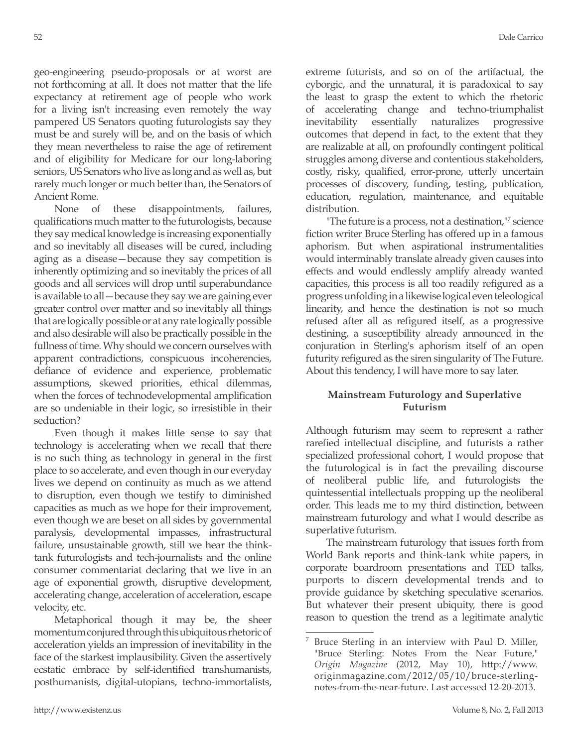geo-engineering pseudo-proposals or at worst are not forthcoming at all. It does not matter that the life expectancy at retirement age of people who work for a living isn't increasing even remotely the way pampered US Senators quoting futurologists say they must be and surely will be, and on the basis of which they mean nevertheless to raise the age of retirement and of eligibility for Medicare for our long-laboring seniors, US Senators who live as long and as well as, but rarely much longer or much better than, the Senators of Ancient Rome.

None of these disappointments, failures, qualifications much matter to the futurologists, because they say medical knowledge is increasing exponentially and so inevitably all diseases will be cured, including aging as a disease—because they say competition is inherently optimizing and so inevitably the prices of all goods and all services will drop until superabundance is available to all—because they say we are gaining ever greater control over matter and so inevitably all things that are logically possible or at any rate logically possible and also desirable will also be practically possible in the fullness of time. Why should we concern ourselves with apparent contradictions, conspicuous incoherencies, defiance of evidence and experience, problematic assumptions, skewed priorities, ethical dilemmas, when the forces of technodevelopmental amplification are so undeniable in their logic, so irresistible in their seduction?

Even though it makes little sense to say that technology is accelerating when we recall that there is no such thing as technology in general in the first place to so accelerate, and even though in our everyday lives we depend on continuity as much as we attend to disruption, even though we testify to diminished capacities as much as we hope for their improvement, even though we are beset on all sides by governmental paralysis, developmental impasses, infrastructural failure, unsustainable growth, still we hear the think-tank futurologists and tech-journalists and the online consumer commentariat declaring that we live in an age of exponential growth, disruptive development, accelerating change, acceleration of acceleration, escape velocity, etc.

Metaphorical though it may be, the sheer momentum conjured through this ubiquitous rhetoric of acceleration yields an impression of inevitability in the face of the starkest implausibility. Given the assertively ecstatic embrace by self-identified transhumanists, posthumanists, digital-utopians, techno-immortalists, extreme futurists, and so on of the artifactual, the cyborgic, and the unnatural, it is paradoxical to say the least to grasp the extent to which the rhetoric of accelerating change and techno-triumphalist inevitability essentially naturalizes progressive outcomes that depend in fact, to the extent that they are realizable at all, on profoundly contingent political struggles among diverse and contentious stakeholders, costly, risky, qualified, error-prone, utterly uncertain processes of discovery, funding, testing, publication, education, regulation, maintenance, and equitable distribution.

"The future is a process, not a destination,"[7] science fiction writer Bruce Sterling has offered up in a famous aphorism. But when aspirational instrumentalities would interminably translate already given causes into effects and would endlessly amplify already wanted capacities, this process is all too readily refigured as a progress unfolding in a likewise logical even teleological linearity, and hence the destination is not so much refused after all as refigured itself, as a progressive destining, a susceptibility already announced in the conjuration in Sterling's aphorism itself of an open futurity refigured as the siren singularity of The Future. About this tendency, I will have more to say later.

### Mainstream Futurology and Superlative Futurism

Although futurism may seem to represent a rather rarefied intellectual discipline, and futurists a rather specialized professional cohort, I would propose that the futurological is in fact the prevailing discourse of neoliberal public life, and futurologists the quintessential intellectuals propping up the neoliberal order. This leads me to my third distinction, between mainstream futurology and what I would describe as superlative futurism.

The mainstream futurology that issues forth from World Bank reports and think-tank white papers, in corporate boardroom presentations and TED talks, purports to discern developmental trends and to provide guidance by sketching speculative scenarios. But whatever their present ubiquity, there is good reason to question the trend as a legitimate analytic

---

[7] Bruce Sterling in an interview with Paul D. Miller, "Bruce Sterling: Notes From the Near Future," *Origin Magazine* (2012, May 10), http://www.originmagazine.com/2012/05/10/bruce-sterling-notes-from-the-near-future. Last accessed 12-20-2013.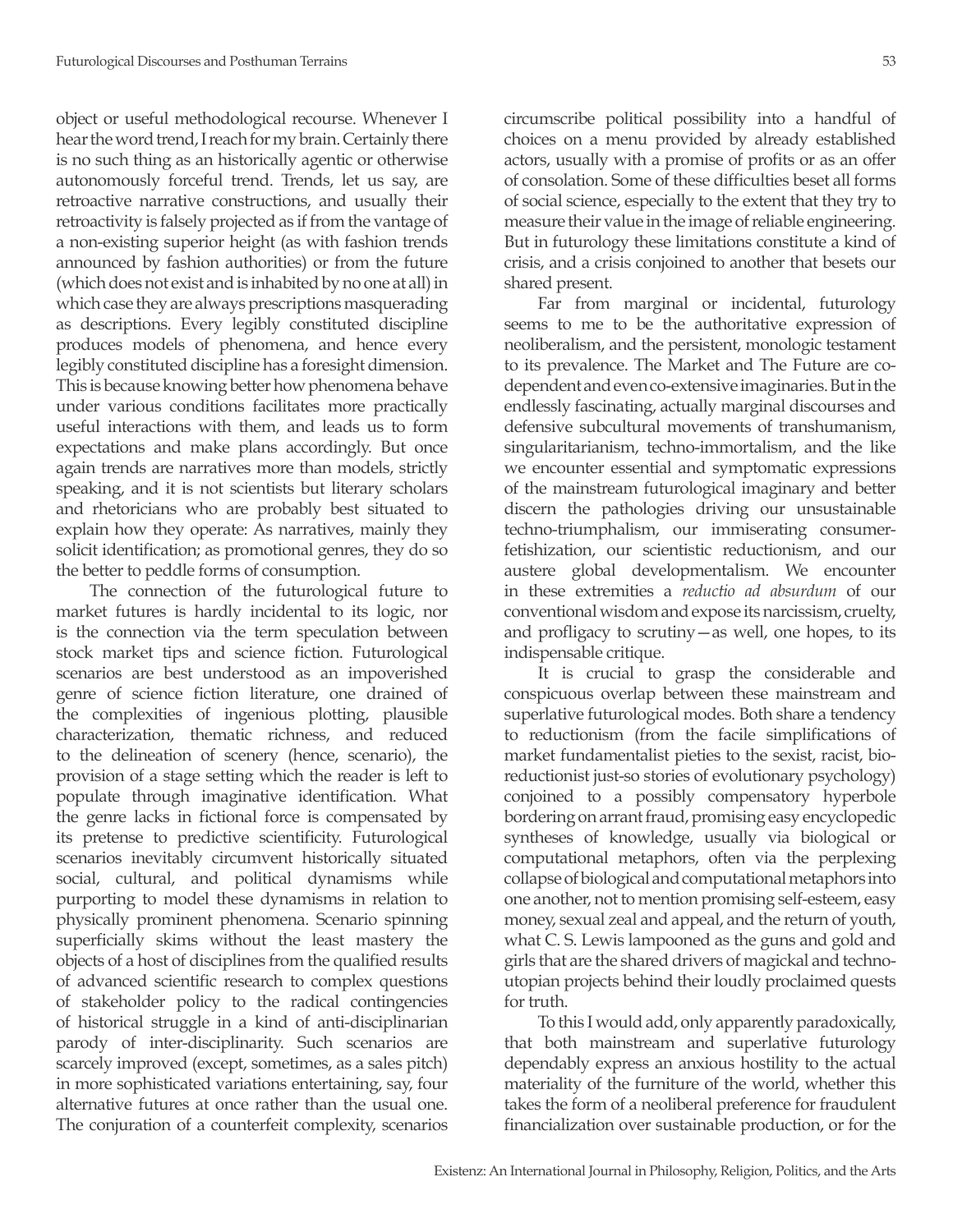object or useful methodological recourse. Whenever I hear the word trend, I reach for my brain. Certainly there is no such thing as an historically agentic or otherwise autonomously forceful trend. Trends, let us say, are retroactive narrative constructions, and usually their retroactivity is falsely projected as if from the vantage of a non-existing superior height (as with fashion trends announced by fashion authorities) or from the future (which does not exist and is inhabited by no one at all) in which case they are always prescriptions masquerading as descriptions. Every legibly constituted discipline produces models of phenomena, and hence every legibly constituted discipline has a foresight dimension. This is because knowing better how phenomena behave under various conditions facilitates more practically useful interactions with them, and leads us to form expectations and make plans accordingly. But once again trends are narratives more than models, strictly speaking, and it is not scientists but literary scholars and rhetoricians who are probably best situated to explain how they operate: As narratives, mainly they solicit identification; as promotional genres, they do so the better to peddle forms of consumption.

The connection of the futurological future to market futures is hardly incidental to its logic, nor is the connection via the term speculation between stock market tips and science fiction. Futurological scenarios are best understood as an impoverished genre of science fiction literature, one drained of the complexities of ingenious plotting, plausible characterization, thematic richness, and reduced to the delineation of scenery (hence, scenario), the provision of a stage setting which the reader is left to populate through imaginative identification. What the genre lacks in fictional force is compensated by its pretense to predictive scientificity. Futurological scenarios inevitably circumvent historically situated social, cultural, and political dynamisms while purporting to model these dynamisms in relation to physically prominent phenomena. Scenario spinning superficially skims without the least mastery the objects of a host of disciplines from the qualified results of advanced scientific research to complex questions of stakeholder policy to the radical contingencies of historical struggle in a kind of anti-disciplinarian parody of inter-disciplinarity. Such scenarios are scarcely improved (except, sometimes, as a sales pitch) in more sophisticated variations entertaining, say, four alternative futures at once rather than the usual one. The conjuration of a counterfeit complexity, scenarios circumscribe political possibility into a handful of choices on a menu provided by already established actors, usually with a promise of profits or as an offer of consolation. Some of these difficulties beset all forms of social science, especially to the extent that they try to measure their value in the image of reliable engineering. But in futurology these limitations constitute a kind of crisis, and a crisis conjoined to another that besets our shared present.

Far from marginal or incidental, futurology seems to me to be the authoritative expression of neoliberalism, and the persistent, monologic testament to its prevalence. The Market and The Future are co-dependent and even co-extensive imaginaries. But in the endlessly fascinating, actually marginal discourses and defensive subcultural movements of transhumanism, singularitarianism, techno-immortalism, and the like we encounter essential and symptomatic expressions of the mainstream futurological imaginary and better discern the pathologies driving our unsustainable techno-triumphalism, our immiserating consumer-fetishization, our scientistic reductionism, and our austere global developmentalism. We encounter in these extremities a *reductio ad absurdum* of our conventional wisdom and expose its narcissism, cruelty, and profligacy to scrutiny—as well, one hopes, to its indispensable critique.

It is crucial to grasp the considerable and conspicuous overlap between these mainstream and superlative futurological modes. Both share a tendency to reductionism (from the facile simplifications of market fundamentalist pieties to the sexist, racist, bio-reductionist just-so stories of evolutionary psychology) conjoined to a possibly compensatory hyperbole bordering on arrant fraud, promising easy encyclopedic syntheses of knowledge, usually via biological or computational metaphors, often via the perplexing collapse of biological and computational metaphors into one another, not to mention promising self-esteem, easy money, sexual zeal and appeal, and the return of youth, what C. S. Lewis lampooned as the guns and gold and girls that are the shared drivers of magickal and techno-utopian projects behind their loudly proclaimed quests for truth.

To this I would add, only apparently paradoxically, that both mainstream and superlative futurology dependably express an anxious hostility to the actual materiality of the furniture of the world, whether this takes the form of a neoliberal preference for fraudulent financialization over sustainable production, or for the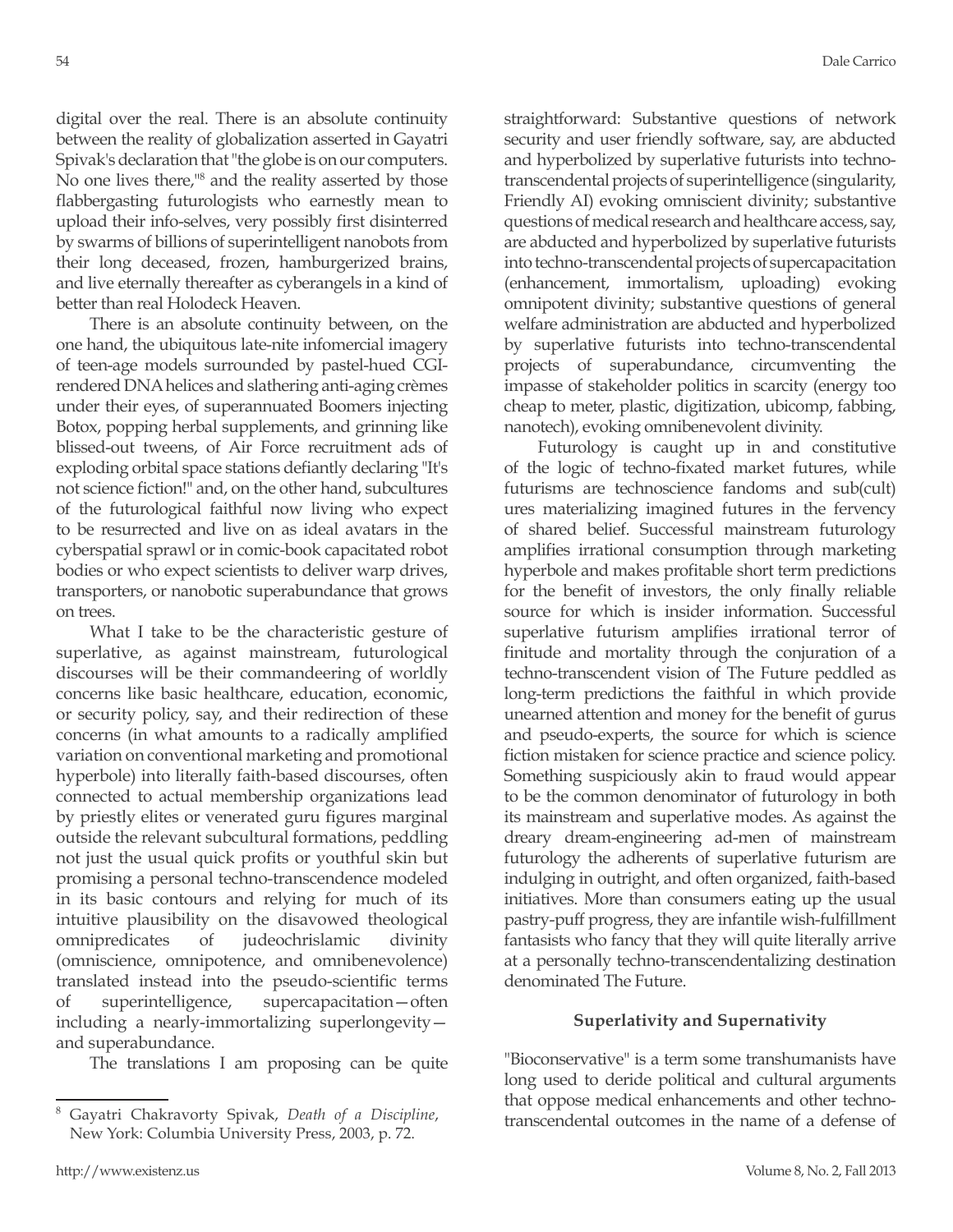digital over the real. There is an absolute continuity between the reality of globalization asserted in Gayatri Spivak's declaration that "the globe is on our computers. No one lives there,"[8] and the reality asserted by those flabbergasting futurologists who earnestly mean to upload their info-selves, very possibly first disinterred by swarms of billions of superintelligent nanobots from their long deceased, frozen, hamburgerized brains, and live eternally thereafter as cyberangels in a kind of better than real Holodeck Heaven.

There is an absolute continuity between, on the one hand, the ubiquitous late-nite infomercial imagery of teen-age models surrounded by pastel-hued CGI-rendered DNA helices and slathering anti-aging crèmes under their eyes, of superannuated Boomers injecting Botox, popping herbal supplements, and grinning like blissed-out tweens, of Air Force recruitment ads of exploding orbital space stations defiantly declaring "It's not science fiction!" and, on the other hand, subcultures of the futurological faithful now living who expect to be resurrected and live on as ideal avatars in the cyberspatial sprawl or in comic-book capacitated robot bodies or who expect scientists to deliver warp drives, transporters, or nanobotic superabundance that grows on trees.

What I take to be the characteristic gesture of superlative, as against mainstream, futurological discourses will be their commandeering of worldly concerns like basic healthcare, education, economic, or security policy, say, and their redirection of these concerns (in what amounts to a radically amplified variation on conventional marketing and promotional hyperbole) into literally faith-based discourses, often connected to actual membership organizations lead by priestly elites or venerated guru figures marginal outside the relevant subcultural formations, peddling not just the usual quick profits or youthful skin but promising a personal techno-transcendence modeled in its basic contours and relying for much of its intuitive plausibility on the disavowed theological omnipredicates of judeochrislamic divinity (omniscience, omnipotence, and omnibenevolence) translated instead into the pseudo-scientific terms of superintelligence, supercapacitation—often including a nearly-immortalizing superlongevity—and superabundance.

The translations I am proposing can be quite straightforward: Substantive questions of network security and user friendly software, say, are abducted and hyperbolized by superlative futurists into techno-transcendental projects of superintelligence (singularity, Friendly AI) evoking omniscient divinity; substantive questions of medical research and healthcare access, say, are abducted and hyperbolized by superlative futurists into techno-transcendental projects of supercapacitation (enhancement, immortalism, uploading) evoking omnipotent divinity; substantive questions of general welfare administration are abducted and hyperbolized by superlative futurists into techno-transcendental projects of superabundance, circumventing the impasse of stakeholder politics in scarcity (energy too cheap to meter, plastic, digitization, ubicomp, fabbing, nanotech), evoking omnibenevolent divinity.

Futurology is caught up in and constitutive of the logic of techno-fixated market futures, while futurisms are technoscience fandoms and sub(cult) ures materializing imagined futures in the fervency of shared belief. Successful mainstream futurology amplifies irrational consumption through marketing hyperbole and makes profitable short term predictions for the benefit of investors, the only finally reliable source for which is insider information. Successful superlative futurism amplifies irrational terror of finitude and mortality through the conjuration of a techno-transcendent vision of The Future peddled as long-term predictions the faithful in which provide unearned attention and money for the benefit of gurus and pseudo-experts, the source for which is science fiction mistaken for science practice and science policy. Something suspiciously akin to fraud would appear to be the common denominator of futurology in both its mainstream and superlative modes. As against the dreary dream-engineering ad-men of mainstream futurology the adherents of superlative futurism are indulging in outright, and often organized, faith-based initiatives. More than consumers eating up the usual pastry-puff progress, they are infantile wish-fulfillment fantasists who fancy that they will quite literally arrive at a personally techno-transcendentalizing destination denominated The Future.

### Superlativity and Supernativity

"Bioconservative" is a term some transhumanists have long used to deride political and cultural arguments that oppose medical enhancements and other techno-transcendental outcomes in the name of a defense of

[8] Gayatri Chakravorty Spivak, *Death of a Discipline*, New York: Columbia University Press, 2003, p. 72.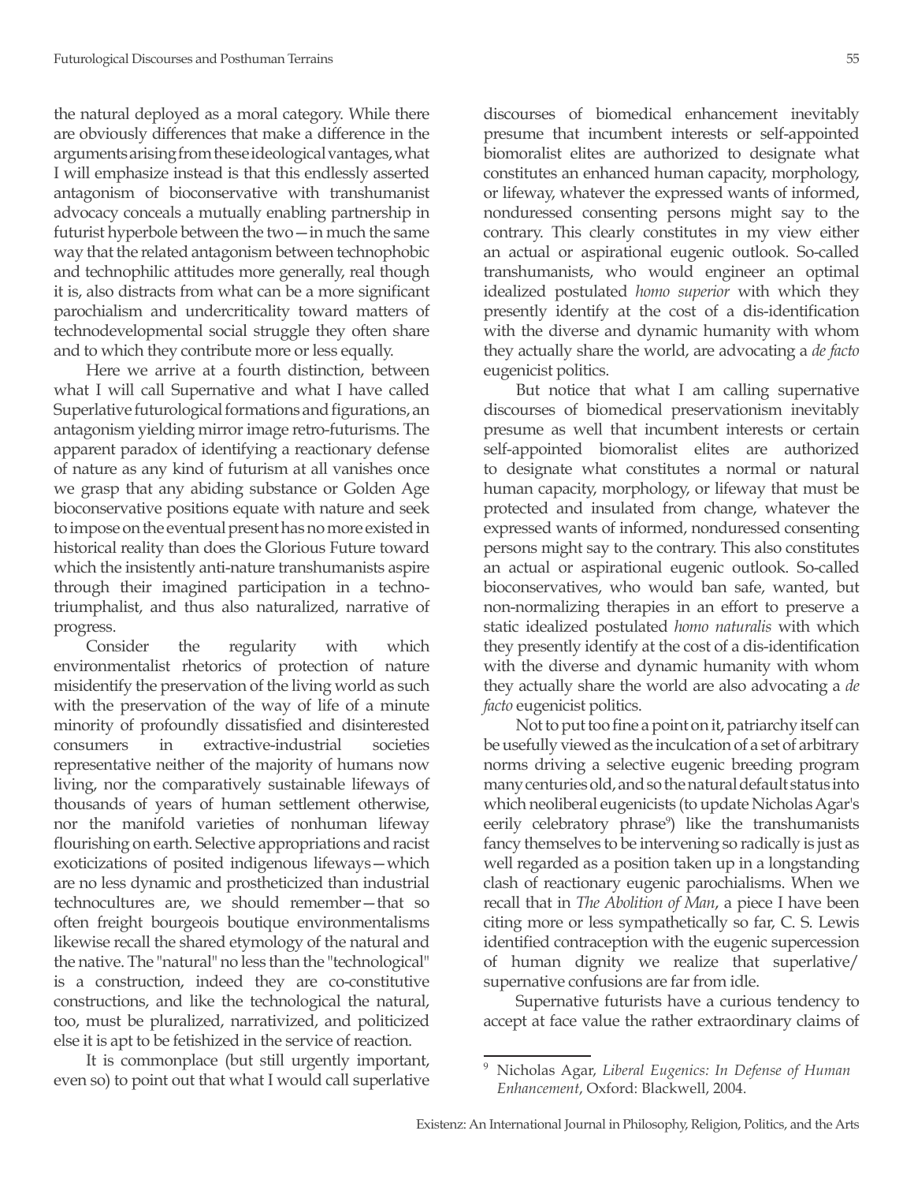the natural deployed as a moral category. While there are obviously differences that make a difference in the arguments arising from these ideological vantages, what I will emphasize instead is that this endlessly asserted antagonism of bioconservative with transhumanist advocacy conceals a mutually enabling partnership in futurist hyperbole between the two—in much the same way that the related antagonism between technophobic and technophilic attitudes more generally, real though it is, also distracts from what can be a more significant parochialism and undercriticality toward matters of technodevelopmental social struggle they often share and to which they contribute more or less equally.

Here we arrive at a fourth distinction, between what I will call Supernative and what I have called Superlative futurological formations and figurations, an antagonism yielding mirror image retro-futurisms. The apparent paradox of identifying a reactionary defense of nature as any kind of futurism at all vanishes once we grasp that any abiding substance or Golden Age bioconservative positions equate with nature and seek to impose on the eventual present has no more existed in historical reality than does the Glorious Future toward which the insistently anti-nature transhumanists aspire through their imagined participation in a techno-triumphalist, and thus also naturalized, narrative of progress.

Consider the regularity with which environmentalist rhetorics of protection of nature misidentify the preservation of the living world as such with the preservation of the way of life of a minute minority of profoundly dissatisfied and disinterested consumers in extractive-industrial societies representative neither of the majority of humans now living, nor the comparatively sustainable lifeways of thousands of years of human settlement otherwise, nor the manifold varieties of nonhuman lifeway flourishing on earth. Selective appropriations and racist exoticizations of posited indigenous lifeways—which are no less dynamic and prostheticized than industrial technocultures are, we should remember—that so often freight bourgeois boutique environmentalisms likewise recall the shared etymology of the natural and the native. The "natural" no less than the "technological" is a construction, indeed they are co-constitutive constructions, and like the technological the natural, too, must be pluralized, narrativized, and politicized else it is apt to be fetishized in the service of reaction.

It is commonplace (but still urgently important, even so) to point out that what I would call superlative discourses of biomedical enhancement inevitably presume that incumbent interests or self-appointed biomoralist elites are authorized to designate what constitutes an enhanced human capacity, morphology, or lifeway, whatever the expressed wants of informed, nonduressed consenting persons might say to the contrary. This clearly constitutes in my view either an actual or aspirational eugenic outlook. So-called transhumanists, who would engineer an optimal idealized postulated *homo superior* with which they presently identify at the cost of a dis-identification with the diverse and dynamic humanity with whom they actually share the world, are advocating a *de facto* eugenicist politics.

But notice that what I am calling supernative discourses of biomedical preservationism inevitably presume as well that incumbent interests or certain self-appointed biomoralist elites are authorized to designate what constitutes a normal or natural human capacity, morphology, or lifeway that must be protected and insulated from change, whatever the expressed wants of informed, nonduressed consenting persons might say to the contrary. This also constitutes an actual or aspirational eugenic outlook. So-called bioconservatives, who would ban safe, wanted, but non-normalizing therapies in an effort to preserve a static idealized postulated *homo naturalis* with which they presently identify at the cost of a dis-identification with the diverse and dynamic humanity with whom they actually share the world are also advocating a *de facto* eugenicist politics.

Not to put too fine a point on it, patriarchy itself can be usefully viewed as the inculcation of a set of arbitrary norms driving a selective eugenic breeding program many centuries old, and so the natural default status into which neoliberal eugenicists (to update Nicholas Agar's eerily celebratory phrase[9]) like the transhumanists fancy themselves to be intervening so radically is just as well regarded as a position taken up in a longstanding clash of reactionary eugenic parochialisms. When we recall that in *The Abolition of Man*, a piece I have been citing more or less sympathetically so far, C. S. Lewis identified contraception with the eugenic supercession of human dignity we realize that superlative/supernative confusions are far from idle.

Supernative futurists have a curious tendency to accept at face value the rather extraordinary claims of

---

[9] Nicholas Agar, *Liberal Eugenics: In Defense of Human Enhancement*, Oxford: Blackwell, 2004.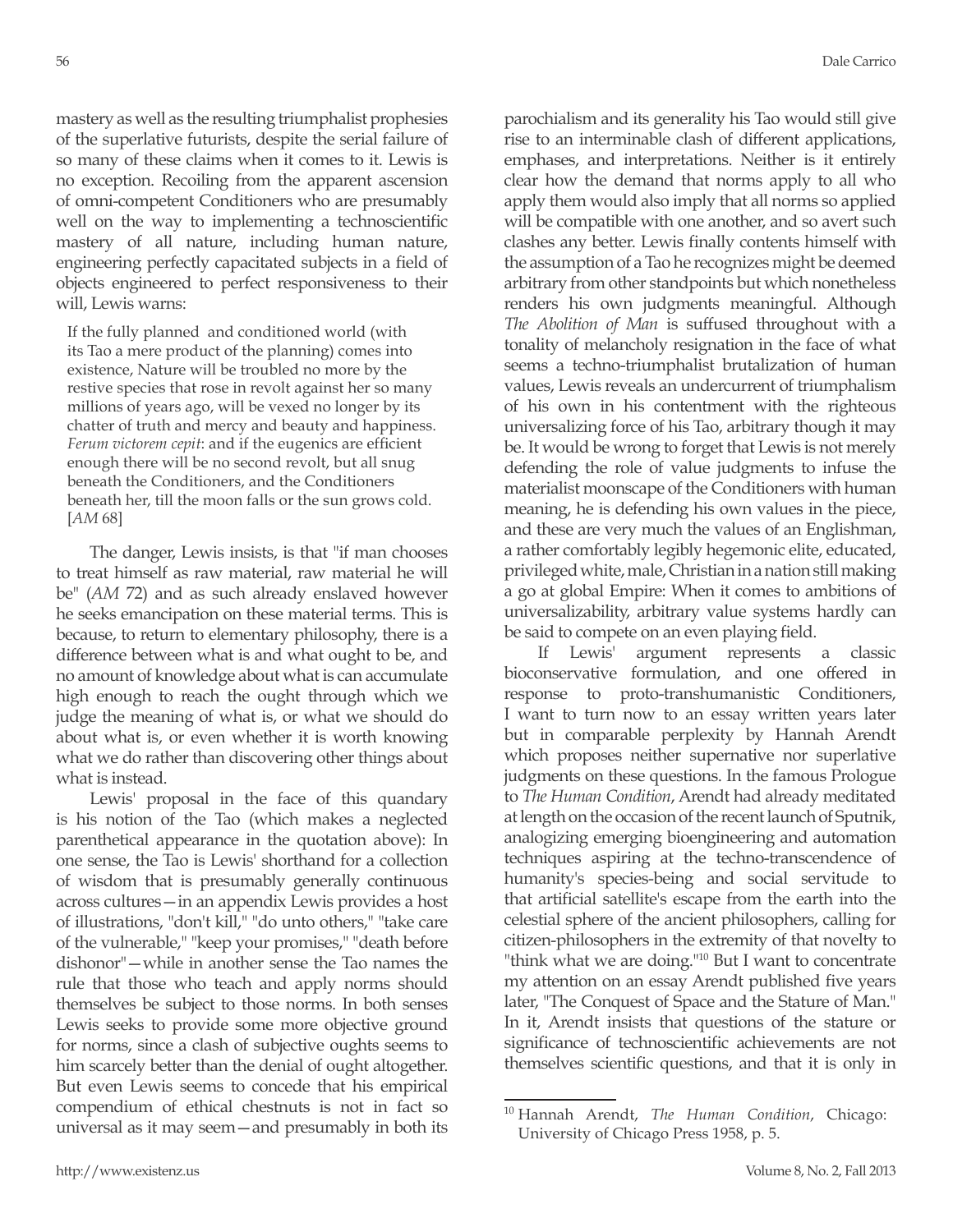mastery as well as the resulting triumphalist prophesies of the superlative futurists, despite the serial failure of so many of these claims when it comes to it. Lewis is no exception. Recoiling from the apparent ascension of omni-competent Conditioners who are presumably well on the way to implementing a technoscientific mastery of all nature, including human nature, engineering perfectly capacitated subjects in a field of objects engineered to perfect responsiveness to their will, Lewis warns:

> If the fully planned and conditioned world (with its Tao a mere product of the planning) comes into existence, Nature will be troubled no more by the restive species that rose in revolt against her so many millions of years ago, will be vexed no longer by its chatter of truth and mercy and beauty and happiness. *Ferum victorem cepit*: and if the eugenics are efficient enough there will be no second revolt, but all snug beneath the Conditioners, and the Conditioners beneath her, till the moon falls or the sun grows cold. [*AM* 68]

The danger, Lewis insists, is that "if man chooses to treat himself as raw material, raw material he will be" (*AM* 72) and as such already enslaved however he seeks emancipation on these material terms. This is because, to return to elementary philosophy, there is a difference between what is and what ought to be, and no amount of knowledge about what is can accumulate high enough to reach the ought through which we judge the meaning of what is, or what we should do about what is, or even whether it is worth knowing what we do rather than discovering other things about what is instead.

Lewis' proposal in the face of this quandary is his notion of the Tao (which makes a neglected parenthetical appearance in the quotation above): In one sense, the Tao is Lewis' shorthand for a collection of wisdom that is presumably generally continuous across cultures—in an appendix Lewis provides a host of illustrations, "don't kill," "do unto others," "take care of the vulnerable," "keep your promises," "death before dishonor"—while in another sense the Tao names the rule that those who teach and apply norms should themselves be subject to those norms. In both senses Lewis seeks to provide some more objective ground for norms, since a clash of subjective oughts seems to him scarcely better than the denial of ought altogether. But even Lewis seems to concede that his empirical compendium of ethical chestnuts is not in fact so universal as it may seem—and presumably in both its parochialism and its generality his Tao would still give rise to an interminable clash of different applications, emphases, and interpretations. Neither is it entirely clear how the demand that norms apply to all who apply them would also imply that all norms so applied will be compatible with one another, and so avert such clashes any better. Lewis finally contents himself with the assumption of a Tao he recognizes might be deemed arbitrary from other standpoints but which nonetheless renders his own judgments meaningful. Although *The Abolition of Man* is suffused throughout with a tonality of melancholy resignation in the face of what seems a techno-triumphalist brutalization of human values, Lewis reveals an undercurrent of triumphalism of his own in his contentment with the righteous universalizing force of his Tao, arbitrary though it may be. It would be wrong to forget that Lewis is not merely defending the role of value judgments to infuse the materialist moonscape of the Conditioners with human meaning, he is defending his own values in the piece, and these are very much the values of an Englishman, a rather comfortably legibly hegemonic elite, educated, privileged white, male, Christian in a nation still making a go at global Empire: When it comes to ambitions of universalizability, arbitrary value systems hardly can be said to compete on an even playing field.

If Lewis' argument represents a classic bioconservative formulation, and one offered in response to proto-transhumanistic Conditioners, I want to turn now to an essay written years later but in comparable perplexity by Hannah Arendt which proposes neither supernative nor superlative judgments on these questions. In the famous Prologue to *The Human Condition*, Arendt had already meditated at length on the occasion of the recent launch of Sputnik, analogizing emerging bioengineering and automation techniques aspiring at the techno-transcendence of humanity's species-being and social servitude to that artificial satellite's escape from the earth into the celestial sphere of the ancient philosophers, calling for citizen-philosophers in the extremity of that novelty to "think what we are doing."[10] But I want to concentrate my attention on an essay Arendt published five years later, "The Conquest of Space and the Stature of Man." In it, Arendt insists that questions of the stature or significance of technoscientific achievements are not themselves scientific questions, and that it is only in

[10] Hannah Arendt, *The Human Condition*, Chicago: University of Chicago Press 1958, p. 5.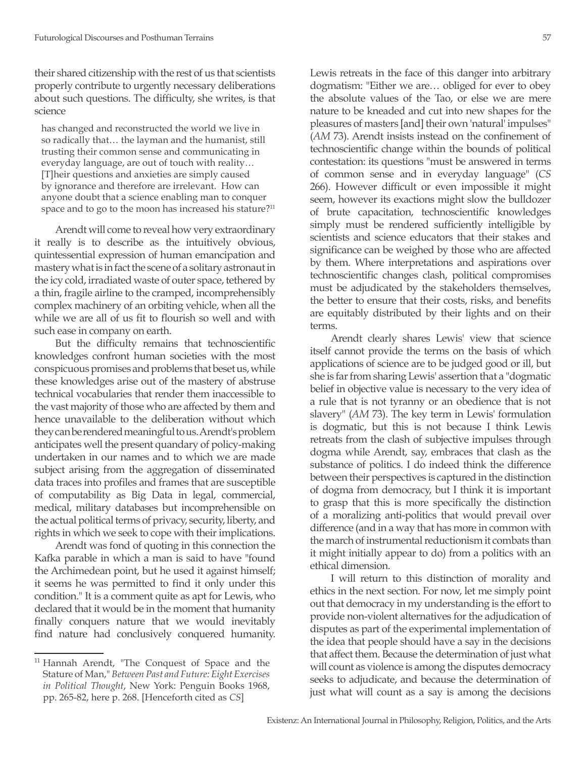their shared citizenship with the rest of us that scientists properly contribute to urgently necessary deliberations about such questions. The difficulty, she writes, is that science

> has changed and reconstructed the world we live in so radically that… the layman and the humanist, still trusting their common sense and communicating in everyday language, are out of touch with reality… [T]heir questions and anxieties are simply caused by ignorance and therefore are irrelevant. How can anyone doubt that a science enabling man to conquer space and to go to the moon has increased his stature?[11]

Arendt will come to reveal how very extraordinary it really is to describe as the intuitively obvious, quintessential expression of human emancipation and mastery what is in fact the scene of a solitary astronaut in the icy cold, irradiated waste of outer space, tethered by a thin, fragile airline to the cramped, incomprehensibly complex machinery of an orbiting vehicle, when all the while we are all of us fit to flourish so well and with such ease in company on earth.

But the difficulty remains that technoscientific knowledges confront human societies with the most conspicuous promises and problems that beset us, while these knowledges arise out of the mastery of abstruse technical vocabularies that render them inaccessible to the vast majority of those who are affected by them and hence unavailable to the deliberation without which they can be rendered meaningful to us. Arendt's problem anticipates well the present quandary of policy-making undertaken in our names and to which we are made subject arising from the aggregation of disseminated data traces into profiles and frames that are susceptible of computability as Big Data in legal, commercial, medical, military databases but incomprehensible on the actual political terms of privacy, security, liberty, and rights in which we seek to cope with their implications.

Arendt was fond of quoting in this connection the Kafka parable in which a man is said to have "found the Archimedean point, but he used it against himself; it seems he was permitted to find it only under this condition." It is a comment quite as apt for Lewis, who declared that it would be in the moment that humanity finally conquers nature that we would inevitably find nature had conclusively conquered humanity. Lewis retreats in the face of this danger into arbitrary dogmatism: "Either we are… obliged for ever to obey the absolute values of the Tao, or else we are mere nature to be kneaded and cut into new shapes for the pleasures of masters [and] their own 'natural' impulses" (*AM* 73). Arendt insists instead on the confinement of technoscientific change within the bounds of political contestation: its questions "must be answered in terms of common sense and in everyday language" (*CS* 266). However difficult or even impossible it might seem, however its exactions might slow the bulldozer of brute capacitation, technoscientific knowledges simply must be rendered sufficiently intelligible by scientists and science educators that their stakes and significance can be weighed by those who are affected by them. Where interpretations and aspirations over technoscientific changes clash, political compromises must be adjudicated by the stakeholders themselves, the better to ensure that their costs, risks, and benefits are equitably distributed by their lights and on their terms.

Arendt clearly shares Lewis' view that science itself cannot provide the terms on the basis of which applications of science are to be judged good or ill, but she is far from sharing Lewis' assertion that a "dogmatic belief in objective value is necessary to the very idea of a rule that is not tyranny or an obedience that is not slavery" (*AM* 73). The key term in Lewis' formulation is dogmatic, but this is not because I think Lewis retreats from the clash of subjective impulses through dogma while Arendt, say, embraces that clash as the substance of politics. I do indeed think the difference between their perspectives is captured in the distinction of dogma from democracy, but I think it is important to grasp that this is more specifically the distinction of a moralizing anti-politics that would prevail over difference (and in a way that has more in common with the march of instrumental reductionism it combats than it might initially appear to do) from a politics with an ethical dimension.

I will return to this distinction of morality and ethics in the next section. For now, let me simply point out that democracy in my understanding is the effort to provide non-violent alternatives for the adjudication of disputes as part of the experimental implementation of the idea that people should have a say in the decisions that affect them. Because the determination of just what will count as violence is among the disputes democracy seeks to adjudicate, and because the determination of just what will count as a say is among the decisions

---

[11] Hannah Arendt, "The Conquest of Space and the Stature of Man," *Between Past and Future: Eight Exercises in Political Thought*, New York: Penguin Books 1968, pp. 265-82, here p. 268. [Henceforth cited as *CS*]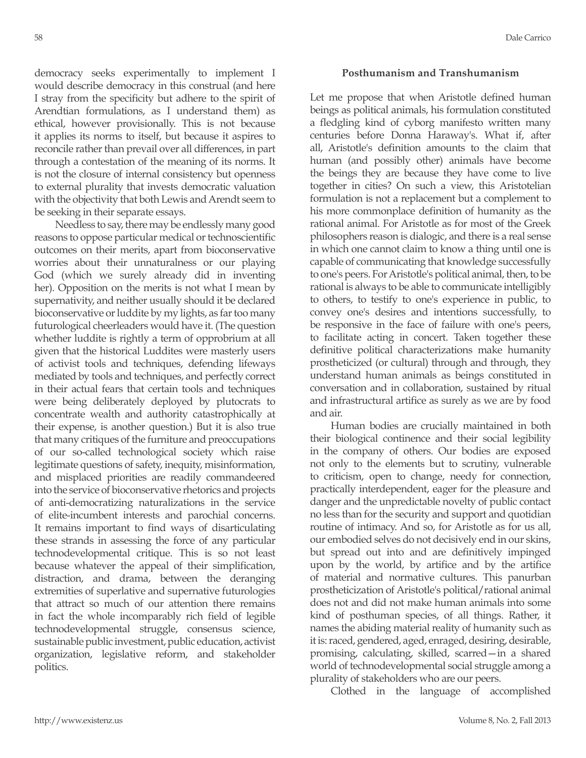democracy seeks experimentally to implement I would describe democracy in this construal (and here I stray from the specificity but adhere to the spirit of Arendtian formulations, as I understand them) as ethical, however provisionally. This is not because it applies its norms to itself, but because it aspires to reconcile rather than prevail over all differences, in part through a contestation of the meaning of its norms. It is not the closure of internal consistency but openness to external plurality that invests democratic valuation with the objectivity that both Lewis and Arendt seem to be seeking in their separate essays.

Needless to say, there may be endlessly many good reasons to oppose particular medical or technoscientific outcomes on their merits, apart from bioconservative worries about their unnaturalness or our playing God (which we surely already did in inventing her). Opposition on the merits is not what I mean by supernativity, and neither usually should it be declared bioconservative or luddite by my lights, as far too many futurological cheerleaders would have it. (The question whether luddite is rightly a term of opprobrium at all given that the historical Luddites were masterly users of activist tools and techniques, defending lifeways mediated by tools and techniques, and perfectly correct in their actual fears that certain tools and techniques were being deliberately deployed by plutocrats to concentrate wealth and authority catastrophically at their expense, is another question.) But it is also true that many critiques of the furniture and preoccupations of our so-called technological society which raise legitimate questions of safety, inequity, misinformation, and misplaced priorities are readily commandeered into the service of bioconservative rhetorics and projects of anti-democratizing naturalizations in the service of elite-incumbent interests and parochial concerns. It remains important to find ways of disarticulating these strands in assessing the force of any particular technodevelopmental critique. This is so not least because whatever the appeal of their simplification, distraction, and drama, between the deranging extremities of superlative and supernative futurologies that attract so much of our attention there remains in fact the whole incomparably rich field of legible technodevelopmental struggle, consensus science, sustainable public investment, public education, activist organization, legislative reform, and stakeholder politics.

## Posthumanism and Transhumanism

Let me propose that when Aristotle defined human beings as political animals, his formulation constituted a fledgling kind of cyborg manifesto written many centuries before Donna Haraway's. What if, after all, Aristotle's definition amounts to the claim that human (and possibly other) animals have become the beings they are because they have come to live together in cities? On such a view, this Aristotelian formulation is not a replacement but a complement to his more commonplace definition of humanity as the rational animal. For Aristotle as for most of the Greek philosophers reason is dialogic, and there is a real sense in which one cannot claim to know a thing until one is capable of communicating that knowledge successfully to one's peers. For Aristotle's political animal, then, to be rational is always to be able to communicate intelligibly to others, to testify to one's experience in public, to convey one's desires and intentions successfully, to be responsive in the face of failure with one's peers, to facilitate acting in concert. Taken together these definitive political characterizations make humanity prostheticized (or cultural) through and through, they understand human animals as beings constituted in conversation and in collaboration, sustained by ritual and infrastructural artifice as surely as we are by food and air.

Human bodies are crucially maintained in both their biological continence and their social legibility in the company of others. Our bodies are exposed not only to the elements but to scrutiny, vulnerable to criticism, open to change, needy for connection, practically interdependent, eager for the pleasure and danger and the unpredictable novelty of public contact no less than for the security and support and quotidian routine of intimacy. And so, for Aristotle as for us all, our embodied selves do not decisively end in our skins, but spread out into and are definitively impinged upon by the world, by artifice and by the artifice of material and normative cultures. This panurban prostheticization of Aristotle's political/rational animal does not and did not make human animals into some kind of posthuman species, of all things. Rather, it names the abiding material reality of humanity such as it is: raced, gendered, aged, enraged, desiring, desirable, promising, calculating, skilled, scarred—in a shared world of technodevelopmental social struggle among a plurality of stakeholders who are our peers.

Clothed in the language of accomplished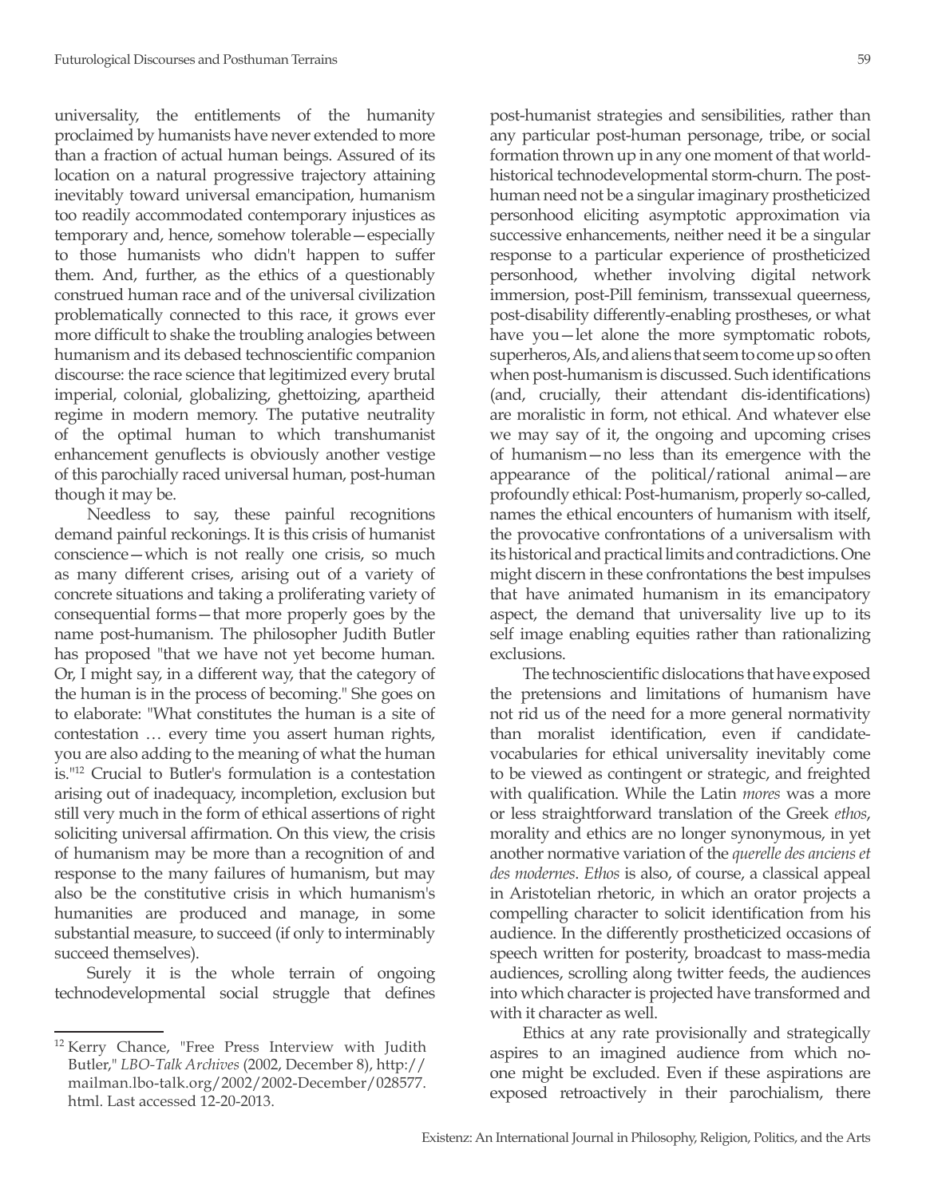universality, the entitlements of the humanity proclaimed by humanists have never extended to more than a fraction of actual human beings. Assured of its location on a natural progressive trajectory attaining inevitably toward universal emancipation, humanism too readily accommodated contemporary injustices as temporary and, hence, somehow tolerable—especially to those humanists who didn't happen to suffer them. And, further, as the ethics of a questionably construed human race and of the universal civilization problematically connected to this race, it grows ever more difficult to shake the troubling analogies between humanism and its debased technoscientific companion discourse: the race science that legitimized every brutal imperial, colonial, globalizing, ghettoizing, apartheid regime in modern memory. The putative neutrality of the optimal human to which transhumanist enhancement genuflects is obviously another vestige of this parochially raced universal human, post-human though it may be.

Needless to say, these painful recognitions demand painful reckonings. It is this crisis of humanist conscience—which is not really one crisis, so much as many different crises, arising out of a variety of concrete situations and taking a proliferating variety of consequential forms—that more properly goes by the name post-humanism. The philosopher Judith Butler has proposed "that we have not yet become human. Or, I might say, in a different way, that the category of the human is in the process of becoming." She goes on to elaborate: "What constitutes the human is a site of contestation … every time you assert human rights, you are also adding to the meaning of what the human is."[12] Crucial to Butler's formulation is a contestation arising out of inadequacy, incompletion, exclusion but still very much in the form of ethical assertions of right soliciting universal affirmation. On this view, the crisis of humanism may be more than a recognition of and response to the many failures of humanism, but may also be the constitutive crisis in which humanism's humanities are produced and manage, in some substantial measure, to succeed (if only to interminably succeed themselves).

Surely it is the whole terrain of ongoing technodevelopmental social struggle that defines post-humanist strategies and sensibilities, rather than any particular post-human personage, tribe, or social formation thrown up in any one moment of that world-historical technodevelopmental storm-churn. The post-human need not be a singular imaginary prostheticized personhood eliciting asymptotic approximation via successive enhancements, neither need it be a singular response to a particular experience of prostheticized personhood, whether involving digital network immersion, post-Pill feminism, transsexual queerness, post-disability differently-enabling prostheses, or what have you—let alone the more symptomatic robots, superheros, AIs, and aliens that seem to come up so often when post-humanism is discussed. Such identifications (and, crucially, their attendant dis-identifications) are moralistic in form, not ethical. And whatever else we may say of it, the ongoing and upcoming crises of humanism—no less than its emergence with the appearance of the political/rational animal—are profoundly ethical: Post-humanism, properly so-called, names the ethical encounters of humanism with itself, the provocative confrontations of a universalism with its historical and practical limits and contradictions. One might discern in these confrontations the best impulses that have animated humanism in its emancipatory aspect, the demand that universality live up to its self image enabling equities rather than rationalizing exclusions.

The technoscientific dislocations that have exposed the pretensions and limitations of humanism have not rid us of the need for a more general normativity than moralist identification, even if candidate-vocabularies for ethical universality inevitably come to be viewed as contingent or strategic, and freighted with qualification. While the Latin *mores* was a more or less straightforward translation of the Greek *ethos*, morality and ethics are no longer synonymous, in yet another normative variation of the *querelle des anciens et des modernes*. *Ethos* is also, of course, a classical appeal in Aristotelian rhetoric, in which an orator projects a compelling character to solicit identification from his audience. In the differently prostheticized occasions of speech written for posterity, broadcast to mass-media audiences, scrolling along twitter feeds, the audiences into which character is projected have transformed and with it character as well.

Ethics at any rate provisionally and strategically aspires to an imagined audience from which no-one might be excluded. Even if these aspirations are exposed retroactively in their parochialism, there

---

[12] Kerry Chance, "Free Press Interview with Judith Butler," *LBO-Talk Archives* (2002, December 8), http://mailman.lbo-talk.org/2002/2002-December/028577.html. Last accessed 12-20-2013.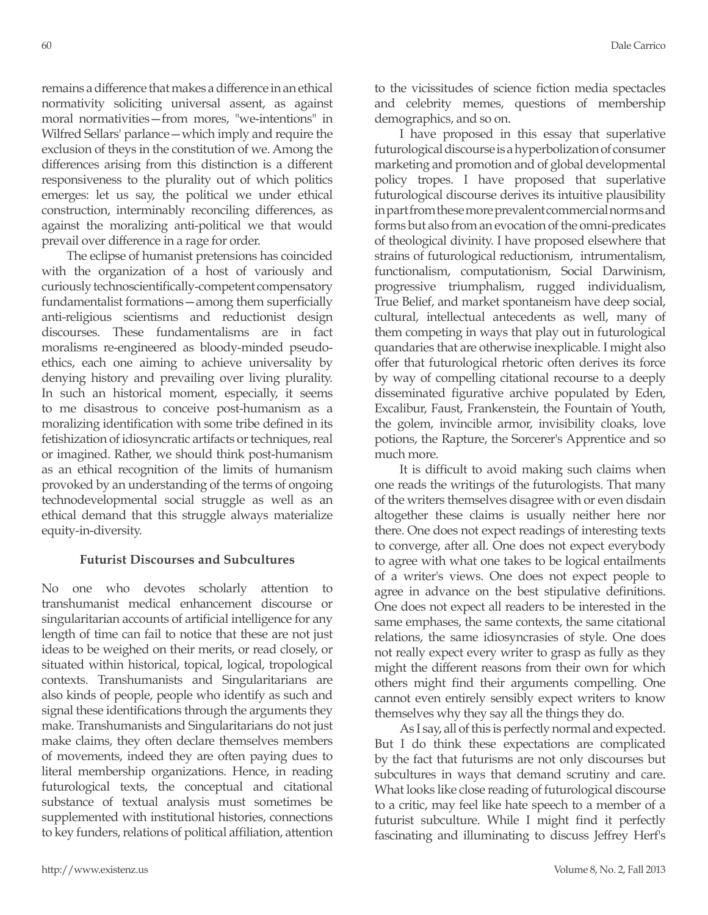remains a difference that makes a difference in an ethical normativity soliciting universal assent, as against moral normativities—from mores, "we-intentions" in Wilfred Sellars' parlance—which imply and require the exclusion of theys in the constitution of we. Among the differences arising from this distinction is a different responsiveness to the plurality out of which politics emerges: let us say, the political we under ethical construction, interminably reconciling differences, as against the moralizing anti-political we that would prevail over difference in a rage for order.

The eclipse of humanist pretensions has coincided with the organization of a host of variously and curiously technoscientifically-competent compensatory fundamentalist formations—among them superficially anti-religious scientisms and reductionist design discourses. These fundamentalisms are in fact moralisms re-engineered as bloody-minded pseudo-ethics, each one aiming to achieve universality by denying history and prevailing over living plurality. In such an historical moment, especially, it seems to me disastrous to conceive post-humanism as a moralizing identification with some tribe defined in its fetishization of idiosyncratic artifacts or techniques, real or imagined. Rather, we should think post-humanism as an ethical recognition of the limits of humanism provoked by an understanding of the terms of ongoing technodevelopmental social struggle as well as an ethical demand that this struggle always materialize equity-in-diversity.

### Futurist Discourses and Subcultures

No one who devotes scholarly attention to transhumanist medical enhancement discourse or singularitarian accounts of artificial intelligence for any length of time can fail to notice that these are not just ideas to be weighed on their merits, or read closely, or situated within historical, topical, logical, tropological contexts. Transhumanists and Singularitarians are also kinds of people, people who identify as such and signal these identifications through the arguments they make. Transhumanists and Singularitarians do not just make claims, they often declare themselves members of movements, indeed they are often paying dues to literal membership organizations. Hence, in reading futurological texts, the conceptual and citational substance of textual analysis must sometimes be supplemented with institutional histories, connections to key funders, relations of political affiliation, attention to the vicissitudes of science fiction media spectacles and celebrity memes, questions of membership demographics, and so on.

I have proposed in this essay that superlative futurological discourse is a hyperbolization of consumer marketing and promotion and of global developmental policy tropes. I have proposed that superlative futurological discourse derives its intuitive plausibility in part from these more prevalent commercial norms and forms but also from an evocation of the omni-predicates of theological divinity. I have proposed elsewhere that strains of futurological reductionism, intrumentalism, functionalism, computationism, Social Darwinism, progressive triumphalism, rugged individualism, True Belief, and market spontaneism have deep social, cultural, intellectual antecedents as well, many of them competing in ways that play out in futurological quandaries that are otherwise inexplicable. I might also offer that futurological rhetoric often derives its force by way of compelling citational recourse to a deeply disseminated figurative archive populated by Eden, Excalibur, Faust, Frankenstein, the Fountain of Youth, the golem, invincible armor, invisibility cloaks, love potions, the Rapture, the Sorcerer's Apprentice and so much more.

It is difficult to avoid making such claims when one reads the writings of the futurologists. That many of the writers themselves disagree with or even disdain altogether these claims is usually neither here nor there. One does not expect readings of interesting texts to converge, after all. One does not expect everybody to agree with what one takes to be logical entailments of a writer's views. One does not expect people to agree in advance on the best stipulative definitions. One does not expect all readers to be interested in the same emphases, the same contexts, the same citational relations, the same idiosyncrasies of style. One does not really expect every writer to grasp as fully as they might the different reasons from their own for which others might find their arguments compelling. One cannot even entirely sensibly expect writers to know themselves why they say all the things they do.

As I say, all of this is perfectly normal and expected. But I do think these expectations are complicated by the fact that futurisms are not only discourses but subcultures in ways that demand scrutiny and care. What looks like close reading of futurological discourse to a critic, may feel like hate speech to a member of a futurist subculture. While I might find it perfectly fascinating and illuminating to discuss Jeffrey Herf's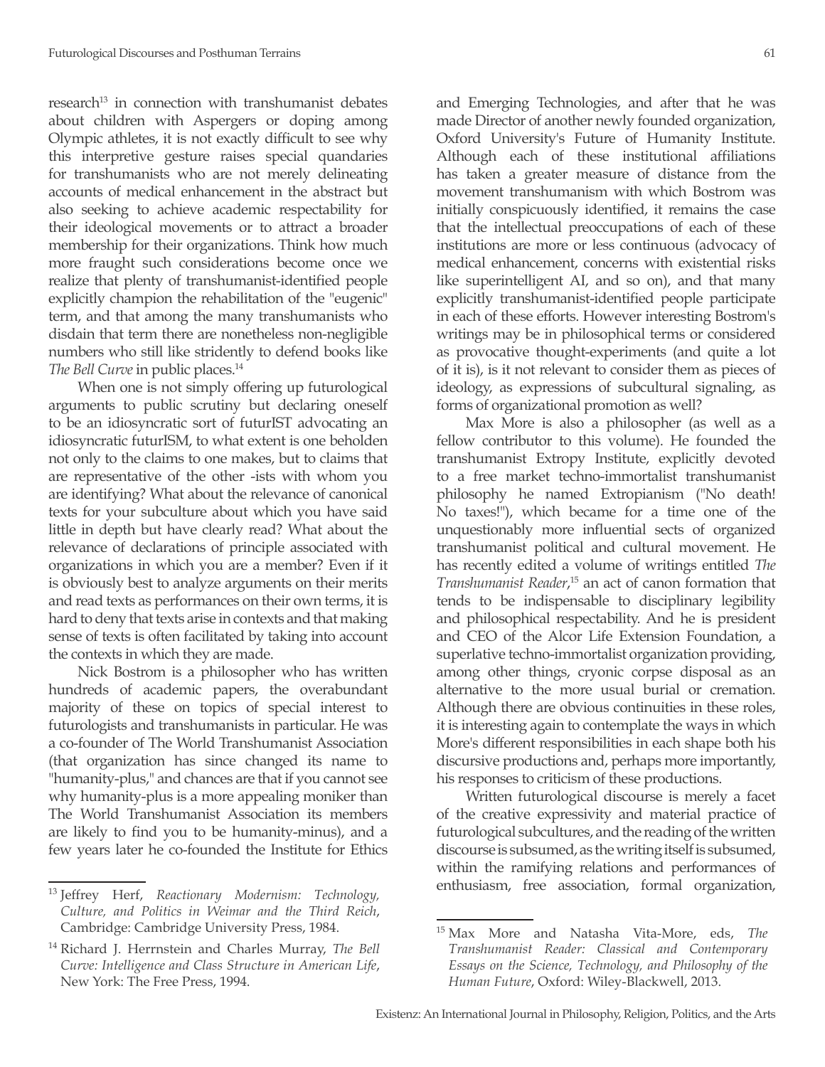research[13] in connection with transhumanist debates about children with Aspergers or doping among Olympic athletes, it is not exactly difficult to see why this interpretive gesture raises special quandaries for transhumanists who are not merely delineating accounts of medical enhancement in the abstract but also seeking to achieve academic respectability for their ideological movements or to attract a broader membership for their organizations. Think how much more fraught such considerations become once we realize that plenty of transhumanist-identified people explicitly champion the rehabilitation of the "eugenic" term, and that among the many transhumanists who disdain that term there are nonetheless non-negligible numbers who still like stridently to defend books like *The Bell Curve* in public places.[14]

When one is not simply offering up futurological arguments to public scrutiny but declaring oneself to be an idiosyncratic sort of futurIST advocating an idiosyncratic futurISM, to what extent is one beholden not only to the claims to one makes, but to claims that are representative of the other -ists with whom you are identifying? What about the relevance of canonical texts for your subculture about which you have said little in depth but have clearly read? What about the relevance of declarations of principle associated with organizations in which you are a member? Even if it is obviously best to analyze arguments on their merits and read texts as performances on their own terms, it is hard to deny that texts arise in contexts and that making sense of texts is often facilitated by taking into account the contexts in which they are made.

Nick Bostrom is a philosopher who has written hundreds of academic papers, the overabundant majority of these on topics of special interest to futurologists and transhumanists in particular. He was a co-founder of The World Transhumanist Association (that organization has since changed its name to "humanity-plus," and chances are that if you cannot see why humanity-plus is a more appealing moniker than The World Transhumanist Association its members are likely to find you to be humanity-minus), and a few years later he co-founded the Institute for Ethics and Emerging Technologies, and after that he was made Director of another newly founded organization, Oxford University's Future of Humanity Institute. Although each of these institutional affiliations has taken a greater measure of distance from the movement transhumanism with which Bostrom was initially conspicuously identified, it remains the case that the intellectual preoccupations of each of these institutions are more or less continuous (advocacy of medical enhancement, concerns with existential risks like superintelligent AI, and so on), and that many explicitly transhumanist-identified people participate in each of these efforts. However interesting Bostrom's writings may be in philosophical terms or considered as provocative thought-experiments (and quite a lot of it is), is it not relevant to consider them as pieces of ideology, as expressions of subcultural signaling, as forms of organizational promotion as well?

Max More is also a philosopher (as well as a fellow contributor to this volume). He founded the transhumanist Extropy Institute, explicitly devoted to a free market techno-immortalist transhumanist philosophy he named Extropianism ("No death! No taxes!"), which became for a time one of the unquestionably more influential sects of organized transhumanist political and cultural movement. He has recently edited a volume of writings entitled *The Transhumanist Reader*,[15] an act of canon formation that tends to be indispensable to disciplinary legibility and philosophical respectability. And he is president and CEO of the Alcor Life Extension Foundation, a superlative techno-immortalist organization providing, among other things, cryonic corpse disposal as an alternative to the more usual burial or cremation. Although there are obvious continuities in these roles, it is interesting again to contemplate the ways in which More's different responsibilities in each shape both his discursive productions and, perhaps more importantly, his responses to criticism of these productions.

Written futurological discourse is merely a facet of the creative expressivity and material practice of futurological subcultures, and the reading of the written discourse is subsumed, as the writing itself is subsumed, within the ramifying relations and performances of enthusiasm, free association, formal organization,

---

[13] Jeffrey Herf, *Reactionary Modernism: Technology, Culture, and Politics in Weimar and the Third Reich*, Cambridge: Cambridge University Press, 1984.

[14] Richard J. Herrnstein and Charles Murray, *The Bell Curve: Intelligence and Class Structure in American Life*, New York: The Free Press, 1994.

[15] Max More and Natasha Vita-More, eds, *The Transhumanist Reader: Classical and Contemporary Essays on the Science, Technology, and Philosophy of the Human Future*, Oxford: Wiley-Blackwell, 2013.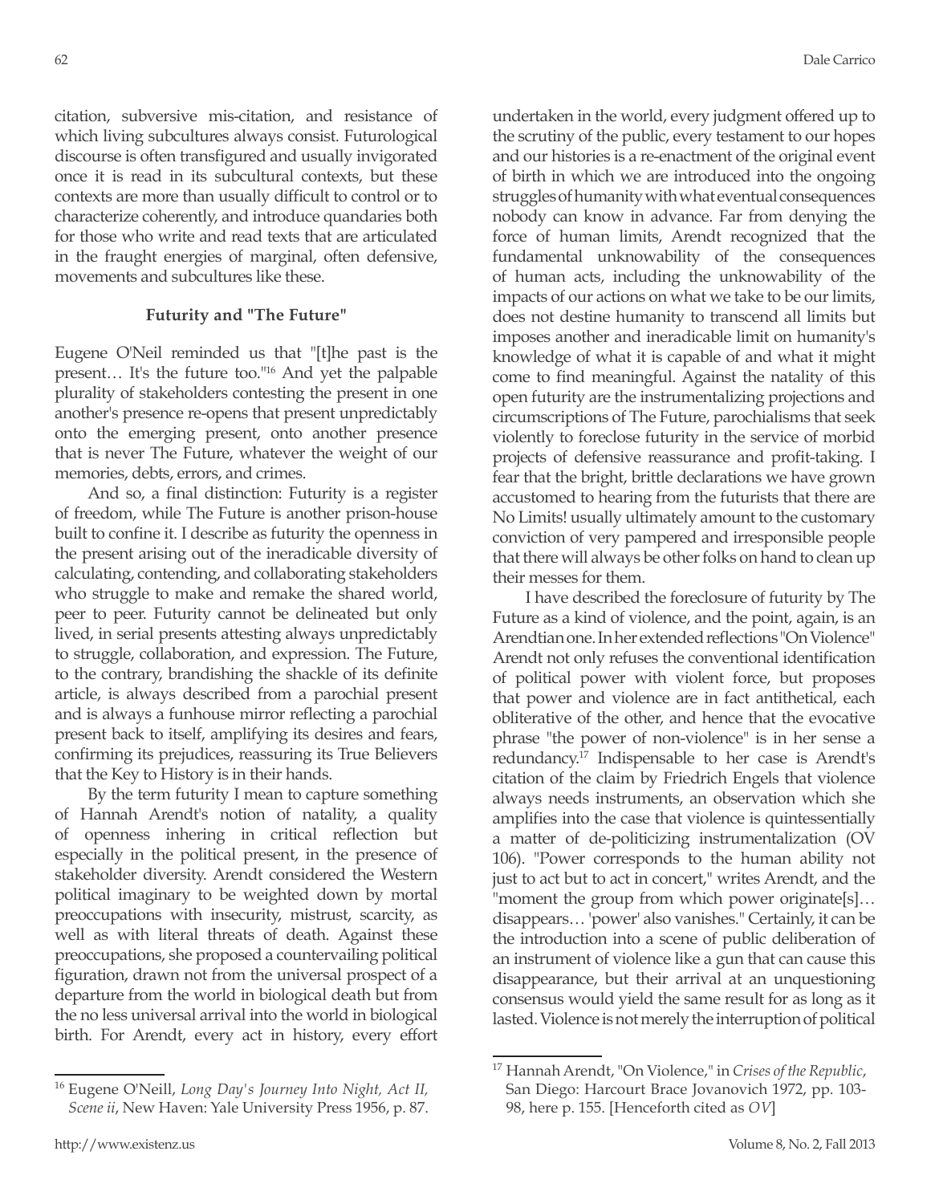citation, subversive mis-citation, and resistance of which living subcultures always consist. Futurological discourse is often transfigured and usually invigorated once it is read in its subcultural contexts, but these contexts are more than usually difficult to control or to characterize coherently, and introduce quandaries both for those who write and read texts that are articulated in the fraught energies of marginal, often defensive, movements and subcultures like these.

### Futurity and "The Future"

Eugene O'Neil reminded us that "[t]he past is the present… It's the future too."[16] And yet the palpable plurality of stakeholders contesting the present in one another's presence re-opens that present unpredictably onto the emerging present, onto another presence that is never The Future, whatever the weight of our memories, debts, errors, and crimes.

And so, a final distinction: Futurity is a register of freedom, while The Future is another prison-house built to confine it. I describe as futurity the openness in the present arising out of the ineradicable diversity of calculating, contending, and collaborating stakeholders who struggle to make and remake the shared world, peer to peer. Futurity cannot be delineated but only lived, in serial presents attesting always unpredictably to struggle, collaboration, and expression. The Future, to the contrary, brandishing the shackle of its definite article, is always described from a parochial present and is always a funhouse mirror reflecting a parochial present back to itself, amplifying its desires and fears, confirming its prejudices, reassuring its True Believers that the Key to History is in their hands.

By the term futurity I mean to capture something of Hannah Arendt's notion of natality, a quality of openness inhering in critical reflection but especially in the political present, in the presence of stakeholder diversity. Arendt considered the Western political imaginary to be weighted down by mortal preoccupations with insecurity, mistrust, scarcity, as well as with literal threats of death. Against these preoccupations, she proposed a countervailing political figuration, drawn not from the universal prospect of a departure from the world in biological death but from the no less universal arrival into the world in biological birth. For Arendt, every act in history, every effort undertaken in the world, every judgment offered up to the scrutiny of the public, every testament to our hopes and our histories is a re-enactment of the original event of birth in which we are introduced into the ongoing struggles of humanity with what eventual consequences nobody can know in advance. Far from denying the force of human limits, Arendt recognized that the fundamental unknowability of the consequences of human acts, including the unknowability of the impacts of our actions on what we take to be our limits, does not destine humanity to transcend all limits but imposes another and ineradicable limit on humanity's knowledge of what it is capable of and what it might come to find meaningful. Against the natality of this open futurity are the instrumentalizing projections and circumscriptions of The Future, parochialisms that seek violently to foreclose futurity in the service of morbid projects of defensive reassurance and profit-taking. I fear that the bright, brittle declarations we have grown accustomed to hearing from the futurists that there are No Limits! usually ultimately amount to the customary conviction of very pampered and irresponsible people that there will always be other folks on hand to clean up their messes for them.

I have described the foreclosure of futurity by The Future as a kind of violence, and the point, again, is an Arendtian one. In her extended reflections "On Violence" Arendt not only refuses the conventional identification of political power with violent force, but proposes that power and violence are in fact antithetical, each obliterative of the other, and hence that the evocative phrase "the power of non-violence" is in her sense a redundancy.[17] Indispensable to her case is Arendt's citation of the claim by Friedrich Engels that violence always needs instruments, an observation which she amplifies into the case that violence is quintessentially a matter of de-politicizing instrumentalization (OV 106). "Power corresponds to the human ability not just to act but to act in concert," writes Arendt, and the "moment the group from which power originate[s]… disappears… 'power' also vanishes." Certainly, it can be the introduction into a scene of public deliberation of an instrument of violence like a gun that can cause this disappearance, but their arrival at an unquestioning consensus would yield the same result for as long as it lasted. Violence is not merely the interruption of political

---

[16] Eugene O'Neill, *Long Day's Journey Into Night, Act II, Scene ii*, New Haven: Yale University Press 1956, p. 87.

[17] Hannah Arendt, "On Violence," in *Crises of the Republic*, San Diego: Harcourt Brace Jovanovich 1972, pp. 103-98, here p. 155. [Henceforth cited as *OV*]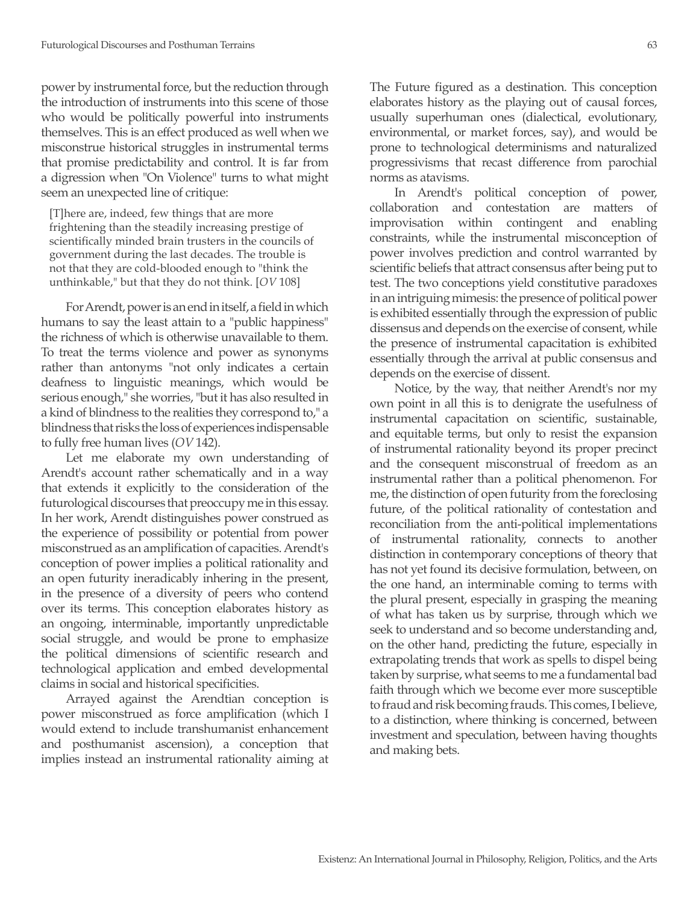power by instrumental force, but the reduction through the introduction of instruments into this scene of those who would be politically powerful into instruments themselves. This is an effect produced as well when we misconstrue historical struggles in instrumental terms that promise predictability and control. It is far from a digression when "On Violence" turns to what might seem an unexpected line of critique:

> [T]here are, indeed, few things that are more frightening than the steadily increasing prestige of scientifically minded brain trusters in the councils of government during the last decades. The trouble is not that they are cold-blooded enough to "think the unthinkable," but that they do not think. [*OV* 108]

For Arendt, power is an end in itself, a field in which humans to say the least attain to a "public happiness" the richness of which is otherwise unavailable to them. To treat the terms violence and power as synonyms rather than antonyms "not only indicates a certain deafness to linguistic meanings, which would be serious enough," she worries, "but it has also resulted in a kind of blindness to the realities they correspond to," a blindness that risks the loss of experiences indispensable to fully free human lives (*OV* 142).

Let me elaborate my own understanding of Arendt's account rather schematically and in a way that extends it explicitly to the consideration of the futurological discourses that preoccupy me in this essay. In her work, Arendt distinguishes power construed as the experience of possibility or potential from power misconstrued as an amplification of capacities. Arendt's conception of power implies a political rationality and an open futurity ineradicably inhering in the present, in the presence of a diversity of peers who contend over its terms. This conception elaborates history as an ongoing, interminable, importantly unpredictable social struggle, and would be prone to emphasize the political dimensions of scientific research and technological application and embed developmental claims in social and historical specificities.

Arrayed against the Arendtian conception is power misconstrued as force amplification (which I would extend to include transhumanist enhancement and posthumanist ascension), a conception that implies instead an instrumental rationality aiming at The Future figured as a destination. This conception elaborates history as the playing out of causal forces, usually superhuman ones (dialectical, evolutionary, environmental, or market forces, say), and would be prone to technological determinisms and naturalized progressivisms that recast difference from parochial norms as atavisms.

In Arendt's political conception of power, collaboration and contestation are matters of improvisation within contingent and enabling constraints, while the instrumental misconception of power involves prediction and control warranted by scientific beliefs that attract consensus after being put to test. The two conceptions yield constitutive paradoxes in an intriguing mimesis: the presence of political power is exhibited essentially through the expression of public dissensus and depends on the exercise of consent, while the presence of instrumental capacitation is exhibited essentially through the arrival at public consensus and depends on the exercise of dissent.

Notice, by the way, that neither Arendt's nor my own point in all this is to denigrate the usefulness of instrumental capacitation on scientific, sustainable, and equitable terms, but only to resist the expansion of instrumental rationality beyond its proper precinct and the consequent misconstrual of freedom as an instrumental rather than a political phenomenon. For me, the distinction of open futurity from the foreclosing future, of the political rationality of contestation and reconciliation from the anti-political implementations of instrumental rationality, connects to another distinction in contemporary conceptions of theory that has not yet found its decisive formulation, between, on the one hand, an interminable coming to terms with the plural present, especially in grasping the meaning of what has taken us by surprise, through which we seek to understand and so become understanding and, on the other hand, predicting the future, especially in extrapolating trends that work as spells to dispel being taken by surprise, what seems to me a fundamental bad faith through which we become ever more susceptible to fraud and risk becoming frauds. This comes, I believe, to a distinction, where thinking is concerned, between investment and speculation, between having thoughts and making bets.